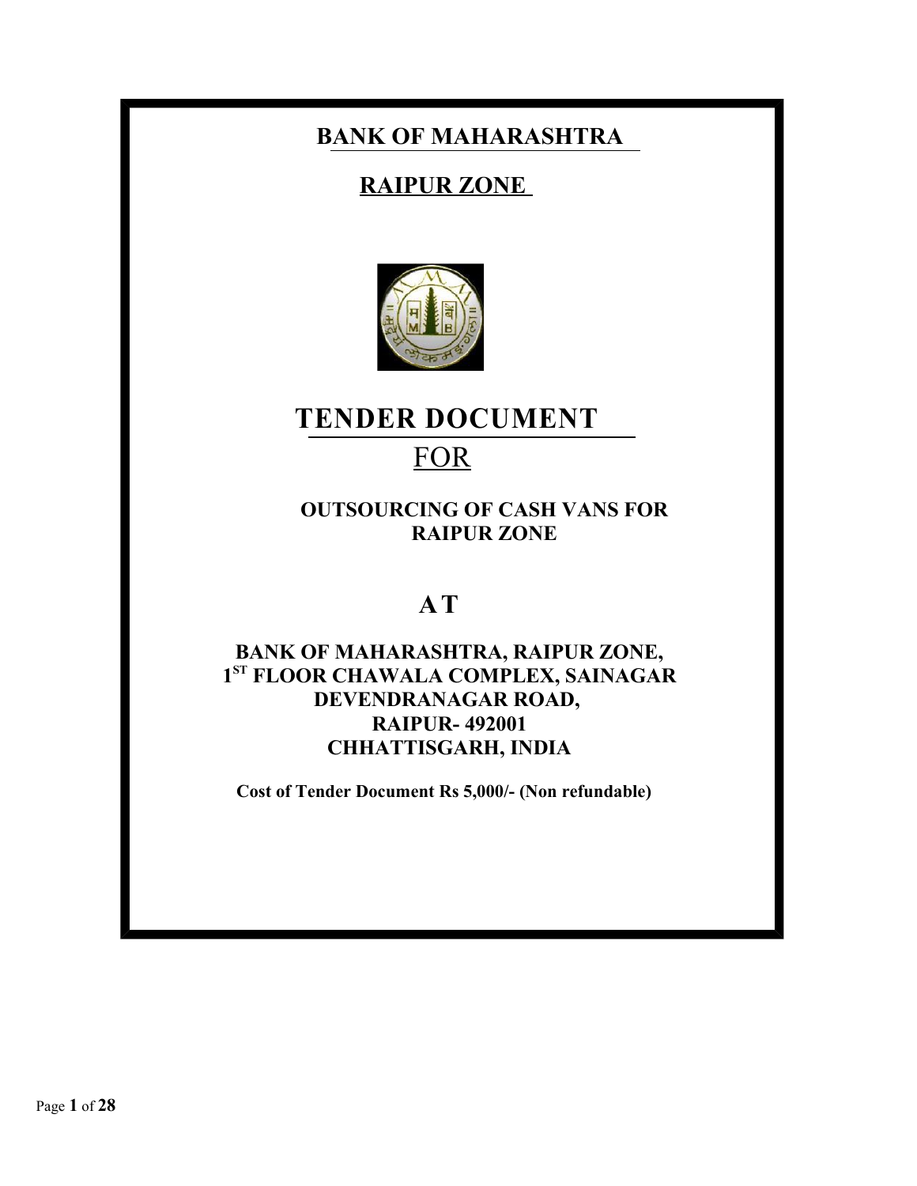# BANK OF MAHARASHTRA

## RAIPUR ZONE

# TENDER DOCUMENT

## FOR

### OUTSOURCING OF CASH VANS FOR RAIPUR ZONE

## A T

**BANK OF MAHARASHTRA, RAIPUR ZONE,**
**1ST FLOOR CHAWALA COMPLEX, SAINAGAR**
**DEVENDRANAGAR ROAD,**
**RAIPUR- 492001**
**CHHATTISGARH, INDIA**

**Cost of Tender Document Rs 5,000/- (Non refundable)**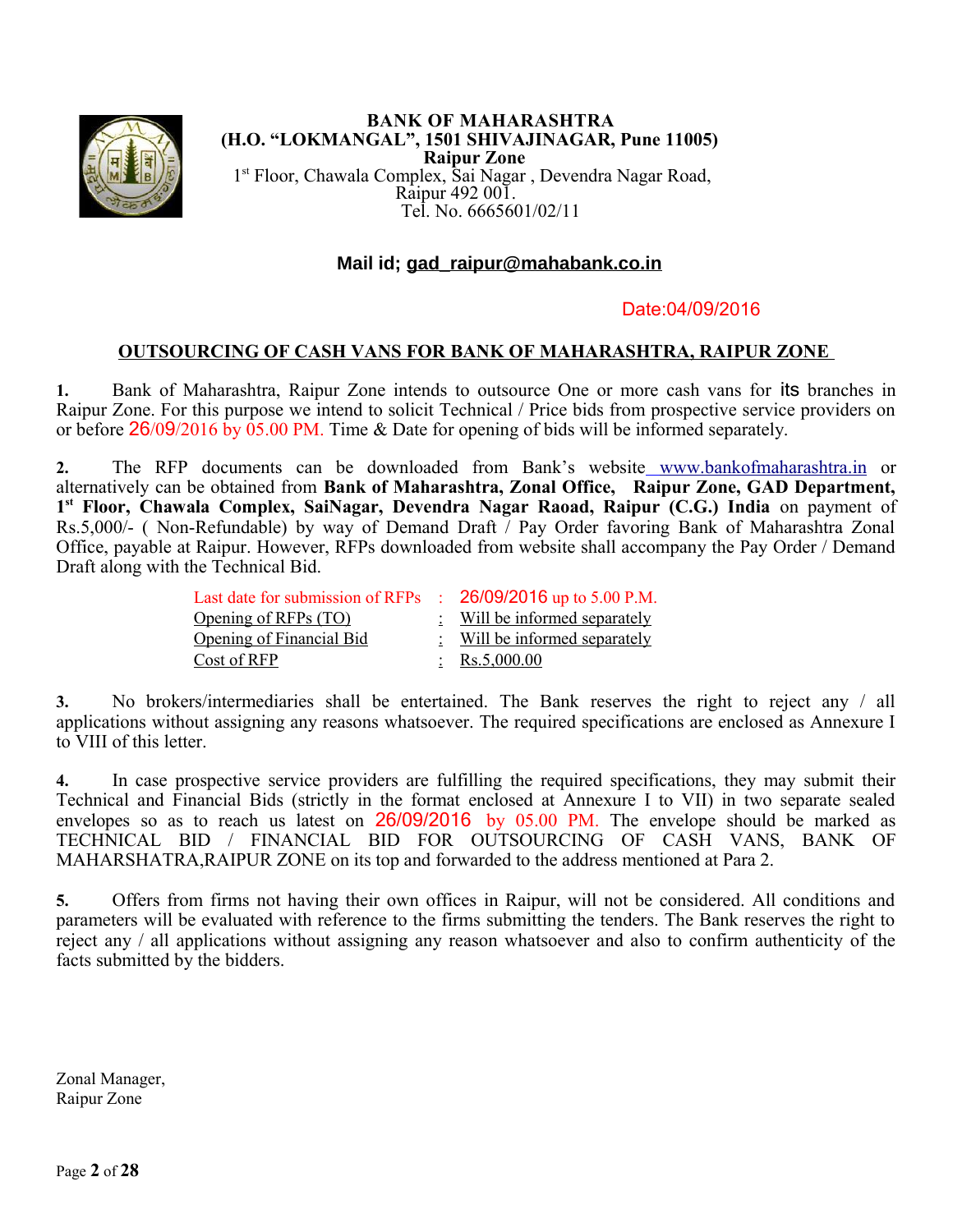**BANK OF MAHARASHTRA**
**(H.O. "LOKMANGAL", 1501 SHIVAJINAGAR, Pune 11005)**
**Raipur Zone**
1st Floor, Chawala Complex, Sai Nagar , Devendra Nagar Road,
Raipur 492 001.
Tel. No. 6665601/02/11

**Mail id; gad_raipur@mahabank.co.in**

Date:04/09/2016

## OUTSOURCING OF CASH VANS FOR BANK OF MAHARASHTRA, RAIPUR ZONE

**1.** Bank of Maharashtra, Raipur Zone intends to outsource One or more cash vans for its branches in Raipur Zone. For this purpose we intend to solicit Technical / Price bids from prospective service providers on or before 26/09/2016 by 05.00 PM. Time & Date for opening of bids will be informed separately.

**2.** The RFP documents can be downloaded from Bank's website www.bankofmaharashtra.in or alternatively can be obtained from **Bank of Maharashtra, Zonal Office, Raipur Zone, GAD Department, 1st Floor, Chawala Complex, SaiNagar, Devendra Nagar Raoad, Raipur (C.G.) India** on payment of Rs.5,000/- ( Non-Refundable) by way of Demand Draft / Pay Order favoring Bank of Maharashtra Zonal Office, payable at Raipur. However, RFPs downloaded from website shall accompany the Pay Order / Demand Draft along with the Technical Bid.

| | | |
|---|---|---|
| Last date for submission of RFPs | : | 26/09/2016 up to 5.00 P.M. |
| Opening of RFPs (TO) | : | Will be informed separately |
| Opening of Financial Bid | : | Will be informed separately |
| Cost of RFP | : | Rs.5,000.00 |

**3.** No brokers/intermediaries shall be entertained. The Bank reserves the right to reject any / all applications without assigning any reasons whatsoever. The required specifications are enclosed as Annexure I to VIII of this letter.

**4.** In case prospective service providers are fulfilling the required specifications, they may submit their Technical and Financial Bids (strictly in the format enclosed at Annexure I to VII) in two separate sealed envelopes so as to reach us latest on 26/09/2016 by 05.00 PM. The envelope should be marked as TECHNICAL BID / FINANCIAL BID FOR OUTSOURCING OF CASH VANS, BANK OF MAHARSHATRA,RAIPUR ZONE on its top and forwarded to the address mentioned at Para 2.

**5.** Offers from firms not having their own offices in Raipur, will not be considered. All conditions and parameters will be evaluated with reference to the firms submitting the tenders. The Bank reserves the right to reject any / all applications without assigning any reason whatsoever and also to confirm authenticity of the facts submitted by the bidders.

Zonal Manager,
Raipur Zone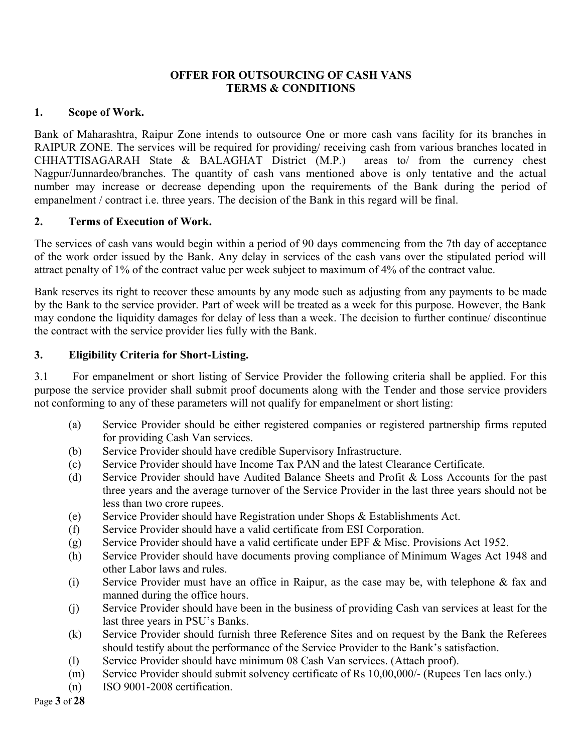**OFFER FOR OUTSOURCING OF CASH VANS**
**TERMS & CONDITIONS**

## 1. Scope of Work.

Bank of Maharashtra, Raipur Zone intends to outsource One or more cash vans facility for its branches in RAIPUR ZONE. The services will be required for providing/ receiving cash from various branches located in CHHATTISAGARAH State & BALAGHAT District (M.P.) areas to/ from the currency chest Nagpur/Junnardeo/branches. The quantity of cash vans mentioned above is only tentative and the actual number may increase or decrease depending upon the requirements of the Bank during the period of empanelment / contract i.e. three years. The decision of the Bank in this regard will be final.

## 2. Terms of Execution of Work.

The services of cash vans would begin within a period of 90 days commencing from the 7th day of acceptance of the work order issued by the Bank. Any delay in services of the cash vans over the stipulated period will attract penalty of 1% of the contract value per week subject to maximum of 4% of the contract value.

Bank reserves its right to recover these amounts by any mode such as adjusting from any payments to be made by the Bank to the service provider. Part of week will be treated as a week for this purpose. However, the Bank may condone the liquidity damages for delay of less than a week. The decision to further continue/ discontinue the contract with the service provider lies fully with the Bank.

## 3. Eligibility Criteria for Short-Listing.

3.1 For empanelment or short listing of Service Provider the following criteria shall be applied. For this purpose the service provider shall submit proof documents along with the Tender and those service providers not conforming to any of these parameters will not qualify for empanelment or short listing:

- (a) Service Provider should be either registered companies or registered partnership firms reputed for providing Cash Van services.
- (b) Service Provider should have credible Supervisory Infrastructure.
- (c) Service Provider should have Income Tax PAN and the latest Clearance Certificate.
- (d) Service Provider should have Audited Balance Sheets and Profit & Loss Accounts for the past three years and the average turnover of the Service Provider in the last three years should not be less than two crore rupees.
- (e) Service Provider should have Registration under Shops & Establishments Act.
- (f) Service Provider should have a valid certificate from ESI Corporation.
- (g) Service Provider should have a valid certificate under EPF & Misc. Provisions Act 1952.
- (h) Service Provider should have documents proving compliance of Minimum Wages Act 1948 and other Labor laws and rules.
- (i) Service Provider must have an office in Raipur, as the case may be, with telephone & fax and manned during the office hours.
- (j) Service Provider should have been in the business of providing Cash van services at least for the last three years in PSU's Banks.
- (k) Service Provider should furnish three Reference Sites and on request by the Bank the Referees should testify about the performance of the Service Provider to the Bank's satisfaction.
- (l) Service Provider should have minimum 08 Cash Van services. (Attach proof).
- (m) Service Provider should submit solvency certificate of Rs 10,00,000/- (Rupees Ten lacs only.)
- (n) ISO 9001-2008 certification.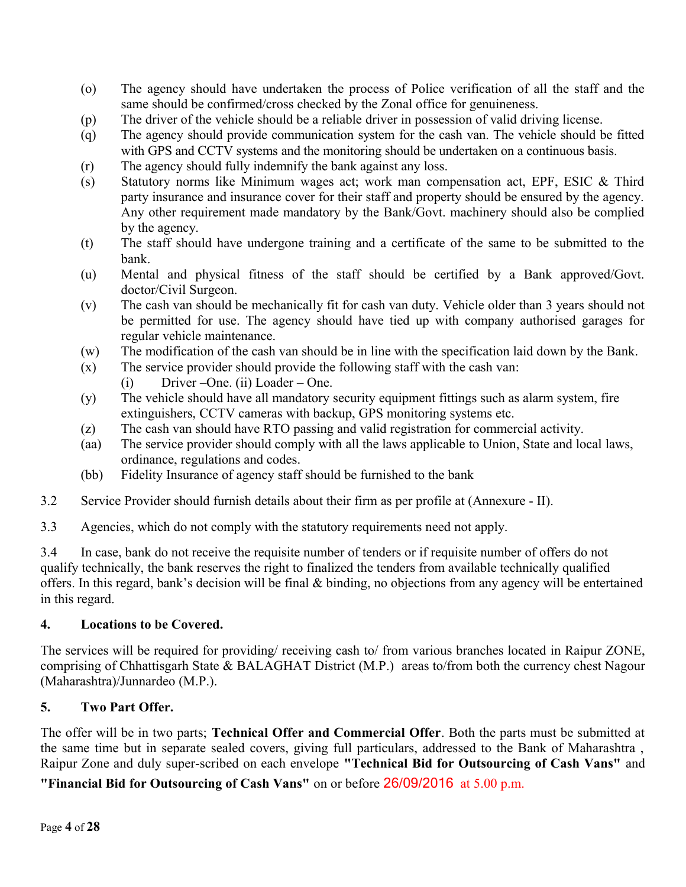(o) The agency should have undertaken the process of Police verification of all the staff and the same should be confirmed/cross checked by the Zonal office for genuineness.

(p) The driver of the vehicle should be a reliable driver in possession of valid driving license.

(q) The agency should provide communication system for the cash van. The vehicle should be fitted with GPS and CCTV systems and the monitoring should be undertaken on a continuous basis.

(r) The agency should fully indemnify the bank against any loss.

(s) Statutory norms like Minimum wages act; work man compensation act, EPF, ESIC & Third party insurance and insurance cover for their staff and property should be ensured by the agency. Any other requirement made mandatory by the Bank/Govt. machinery should also be complied by the agency.

(t) The staff should have undergone training and a certificate of the same to be submitted to the bank.

(u) Mental and physical fitness of the staff should be certified by a Bank approved/Govt. doctor/Civil Surgeon.

(v) The cash van should be mechanically fit for cash van duty. Vehicle older than 3 years should not be permitted for use. The agency should have tied up with company authorised garages for regular vehicle maintenance.

(w) The modification of the cash van should be in line with the specification laid down by the Bank.

(x) The service provider should provide the following staff with the cash van:
(i) Driver –One. (ii) Loader – One.

(y) The vehicle should have all mandatory security equipment fittings such as alarm system, fire extinguishers, CCTV cameras with backup, GPS monitoring systems etc.

(z) The cash van should have RTO passing and valid registration for commercial activity.

(aa) The service provider should comply with all the laws applicable to Union, State and local laws, ordinance, regulations and codes.

(bb) Fidelity Insurance of agency staff should be furnished to the bank

3.2 Service Provider should furnish details about their firm as per profile at (Annexure - II).

3.3 Agencies, which do not comply with the statutory requirements need not apply.

3.4 In case, bank do not receive the requisite number of tenders or if requisite number of offers do not qualify technically, the bank reserves the right to finalized the tenders from available technically qualified offers. In this regard, bank's decision will be final & binding, no objections from any agency will be entertained in this regard.

## 4. Locations to be Covered.

The services will be required for providing/ receiving cash to/ from various branches located in Raipur ZONE, comprising of Chhattisgarh State & BALAGHAT District (M.P.) areas to/from both the currency chest Nagour (Maharashtra)/Junnardeo (M.P.).

## 5. Two Part Offer.

The offer will be in two parts; **Technical Offer and Commercial Offer**. Both the parts must be submitted at the same time but in separate sealed covers, giving full particulars, addressed to the Bank of Maharashtra , Raipur Zone and duly super-scribed on each envelope **"Technical Bid for Outsourcing of Cash Vans"** and **"Financial Bid for Outsourcing of Cash Vans"** on or before 26/09/2016 at 5.00 p.m.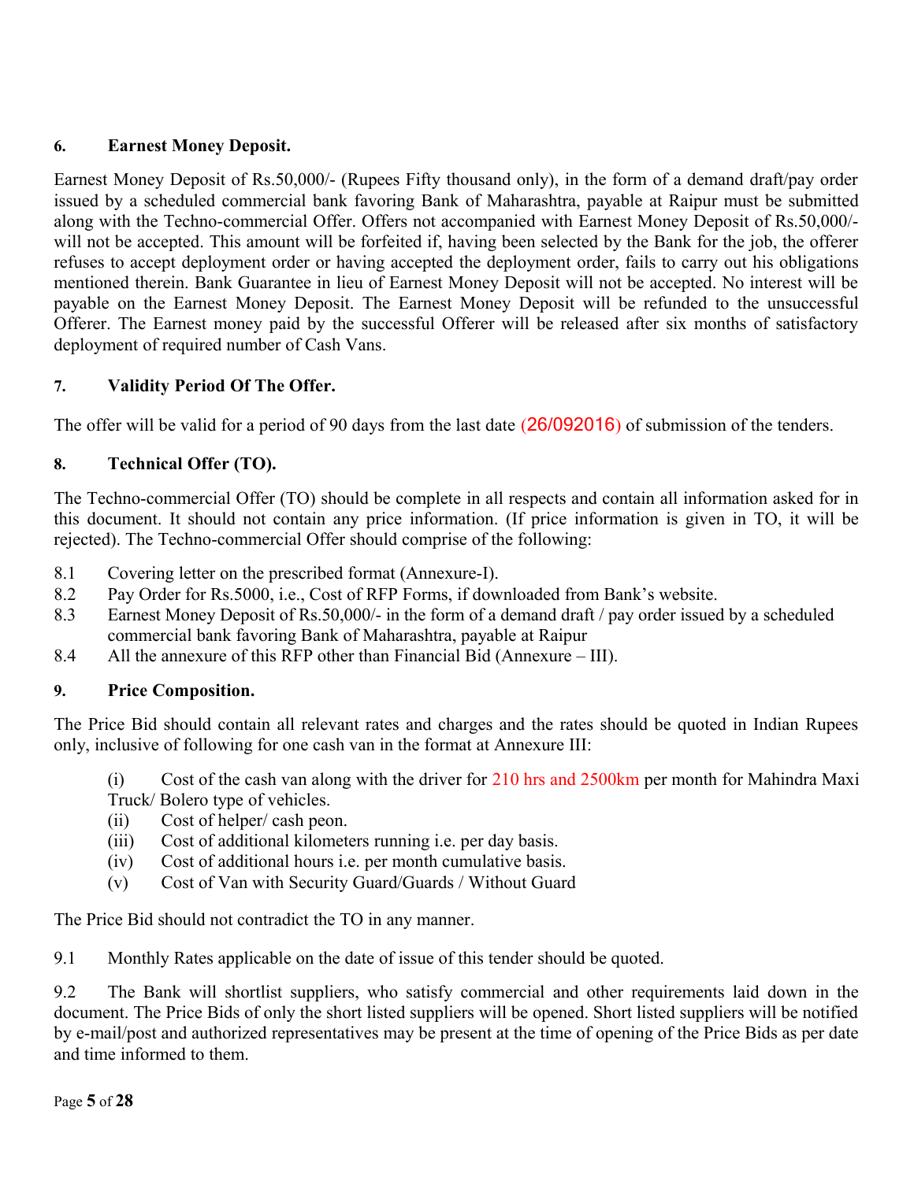### 6. Earnest Money Deposit.

Earnest Money Deposit of Rs.50,000/- (Rupees Fifty thousand only), in the form of a demand draft/pay order issued by a scheduled commercial bank favoring Bank of Maharashtra, payable at Raipur must be submitted along with the Techno-commercial Offer. Offers not accompanied with Earnest Money Deposit of Rs.50,000/- will not be accepted. This amount will be forfeited if, having been selected by the Bank for the job, the offerer refuses to accept deployment order or having accepted the deployment order, fails to carry out his obligations mentioned therein. Bank Guarantee in lieu of Earnest Money Deposit will not be accepted. No interest will be payable on the Earnest Money Deposit. The Earnest Money Deposit will be refunded to the unsuccessful Offerer. The Earnest money paid by the successful Offerer will be released after six months of satisfactory deployment of required number of Cash Vans.

### 7. Validity Period Of The Offer.

The offer will be valid for a period of 90 days from the last date (26/092016) of submission of the tenders.

### 8. Technical Offer (TO).

The Techno-commercial Offer (TO) should be complete in all respects and contain all information asked for in this document. It should not contain any price information. (If price information is given in TO, it will be rejected). The Techno-commercial Offer should comprise of the following:

8.1 Covering letter on the prescribed format (Annexure-I).

8.2 Pay Order for Rs.5000, i.e., Cost of RFP Forms, if downloaded from Bank's website.

8.3 Earnest Money Deposit of Rs.50,000/- in the form of a demand draft / pay order issued by a scheduled commercial bank favoring Bank of Maharashtra, payable at Raipur

8.4 All the annexure of this RFP other than Financial Bid (Annexure – III).

### 9. Price Composition.

The Price Bid should contain all relevant rates and charges and the rates should be quoted in Indian Rupees only, inclusive of following for one cash van in the format at Annexure III:

(i) Cost of the cash van along with the driver for 210 hrs and 2500km per month for Mahindra Maxi Truck/ Bolero type of vehicles.
(ii) Cost of helper/ cash peon.
(iii) Cost of additional kilometers running i.e. per day basis.
(iv) Cost of additional hours i.e. per month cumulative basis.
(v) Cost of Van with Security Guard/Guards / Without Guard

The Price Bid should not contradict the TO in any manner.

9.1 Monthly Rates applicable on the date of issue of this tender should be quoted.

9.2 The Bank will shortlist suppliers, who satisfy commercial and other requirements laid down in the document. The Price Bids of only the short listed suppliers will be opened. Short listed suppliers will be notified by e-mail/post and authorized representatives may be present at the time of opening of the Price Bids as per date and time informed to them.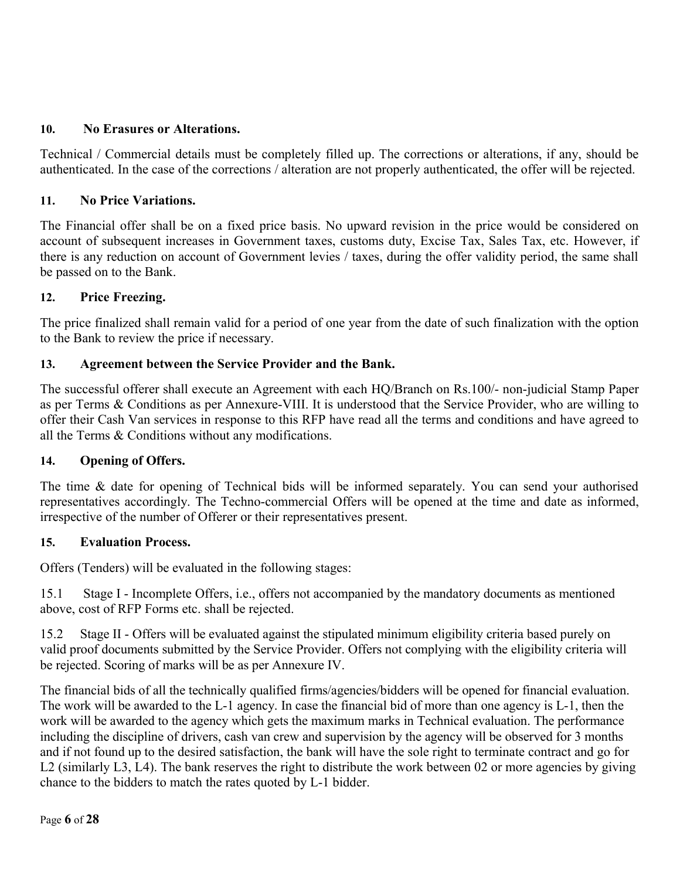### 10. No Erasures or Alterations.

Technical / Commercial details must be completely filled up. The corrections or alterations, if any, should be authenticated. In the case of the corrections / alteration are not properly authenticated, the offer will be rejected.

### 11. No Price Variations.

The Financial offer shall be on a fixed price basis. No upward revision in the price would be considered on account of subsequent increases in Government taxes, customs duty, Excise Tax, Sales Tax, etc. However, if there is any reduction on account of Government levies / taxes, during the offer validity period, the same shall be passed on to the Bank.

### 12. Price Freezing.

The price finalized shall remain valid for a period of one year from the date of such finalization with the option to the Bank to review the price if necessary.

### 13. Agreement between the Service Provider and the Bank.

The successful offerer shall execute an Agreement with each HQ/Branch on Rs.100/- non-judicial Stamp Paper as per Terms & Conditions as per Annexure-VIII. It is understood that the Service Provider, who are willing to offer their Cash Van services in response to this RFP have read all the terms and conditions and have agreed to all the Terms & Conditions without any modifications.

### 14. Opening of Offers.

The time & date for opening of Technical bids will be informed separately. You can send your authorised representatives accordingly. The Techno-commercial Offers will be opened at the time and date as informed, irrespective of the number of Offerer or their representatives present.

### 15. Evaluation Process.

Offers (Tenders) will be evaluated in the following stages:

15.1 Stage I - Incomplete Offers, i.e., offers not accompanied by the mandatory documents as mentioned above, cost of RFP Forms etc. shall be rejected.

15.2 Stage II - Offers will be evaluated against the stipulated minimum eligibility criteria based purely on valid proof documents submitted by the Service Provider. Offers not complying with the eligibility criteria will be rejected. Scoring of marks will be as per Annexure IV.

The financial bids of all the technically qualified firms/agencies/bidders will be opened for financial evaluation. The work will be awarded to the L-1 agency. In case the financial bid of more than one agency is L-1, then the work will be awarded to the agency which gets the maximum marks in Technical evaluation. The performance including the discipline of drivers, cash van crew and supervision by the agency will be observed for 3 months and if not found up to the desired satisfaction, the bank will have the sole right to terminate contract and go for L2 (similarly L3, L4). The bank reserves the right to distribute the work between 02 or more agencies by giving chance to the bidders to match the rates quoted by L-1 bidder.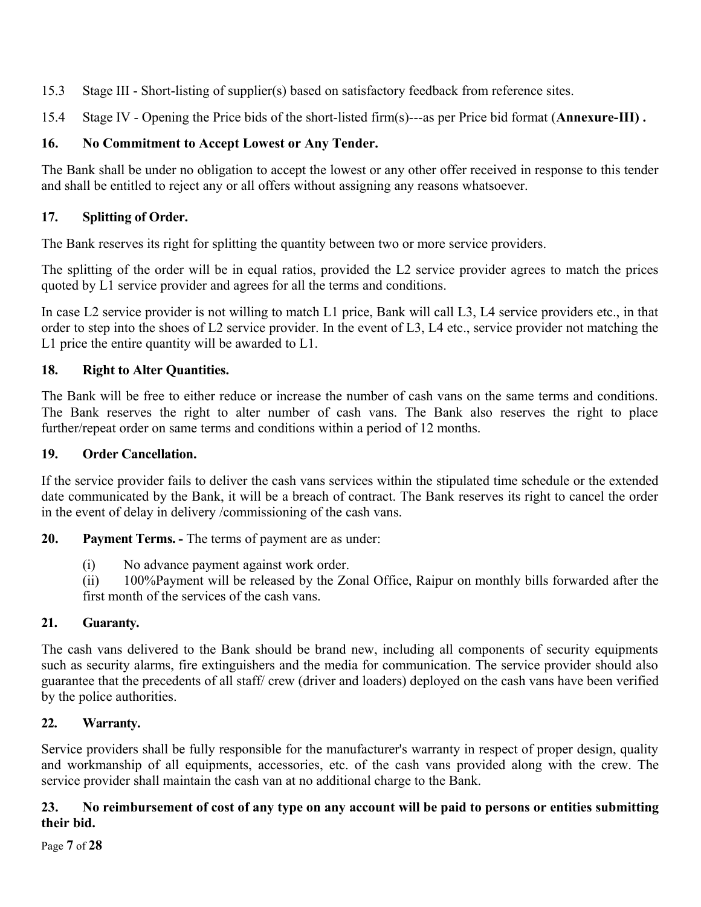15.3 Stage III - Short-listing of supplier(s) based on satisfactory feedback from reference sites.

15.4 Stage IV - Opening the Price bids of the short-listed firm(s)---as per Price bid format (**Annexure-III) .**

## 16. No Commitment to Accept Lowest or Any Tender.

The Bank shall be under no obligation to accept the lowest or any other offer received in response to this tender and shall be entitled to reject any or all offers without assigning any reasons whatsoever.

## 17. Splitting of Order.

The Bank reserves its right for splitting the quantity between two or more service providers.

The splitting of the order will be in equal ratios, provided the L2 service provider agrees to match the prices quoted by L1 service provider and agrees for all the terms and conditions.

In case L2 service provider is not willing to match L1 price, Bank will call L3, L4 service providers etc., in that order to step into the shoes of L2 service provider. In the event of L3, L4 etc., service provider not matching the L1 price the entire quantity will be awarded to L1.

## 18. Right to Alter Quantities.

The Bank will be free to either reduce or increase the number of cash vans on the same terms and conditions. The Bank reserves the right to alter number of cash vans. The Bank also reserves the right to place further/repeat order on same terms and conditions within a period of 12 months.

## 19. Order Cancellation.

If the service provider fails to deliver the cash vans services within the stipulated time schedule or the extended date communicated by the Bank, it will be a breach of contract. The Bank reserves its right to cancel the order in the event of delay in delivery /commissioning of the cash vans.

**20. Payment Terms. -** The terms of payment are as under:

(i) No advance payment against work order.

(ii) 100%Payment will be released by the Zonal Office, Raipur on monthly bills forwarded after the first month of the services of the cash vans.

## 21. Guaranty.

The cash vans delivered to the Bank should be brand new, including all components of security equipments such as security alarms, fire extinguishers and the media for communication. The service provider should also guarantee that the precedents of all staff/ crew (driver and loaders) deployed on the cash vans have been verified by the police authorities.

## 22. Warranty.

Service providers shall be fully responsible for the manufacturer's warranty in respect of proper design, quality and workmanship of all equipments, accessories, etc. of the cash vans provided along with the crew. The service provider shall maintain the cash van at no additional charge to the Bank.

## 23. No reimbursement of cost of any type on any account will be paid to persons or entities submitting their bid.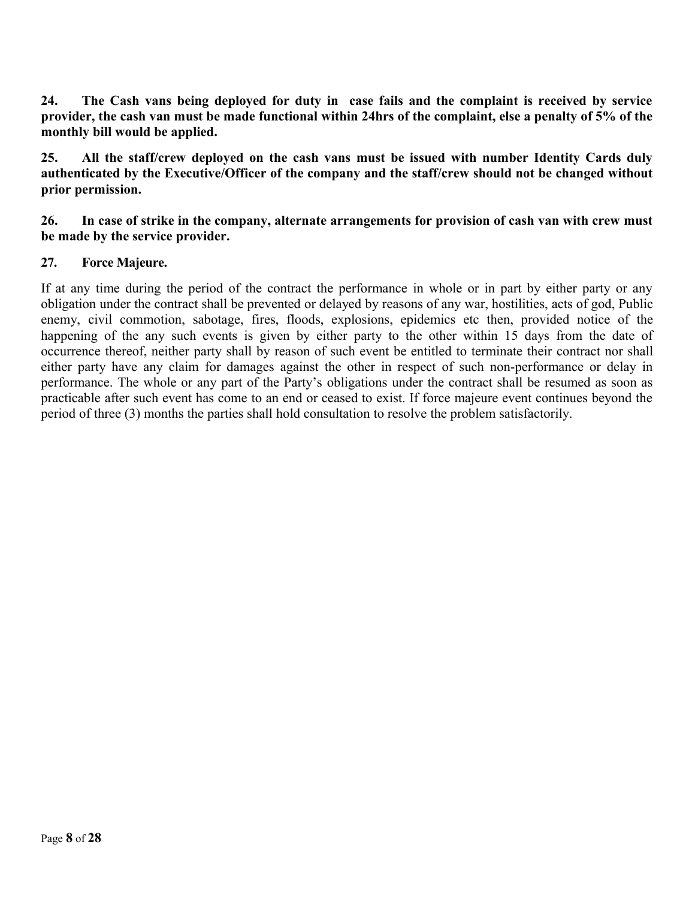**24. The Cash vans being deployed for duty in case fails and the complaint is received by service provider, the cash van must be made functional within 24hrs of the complaint, else a penalty of 5% of the monthly bill would be applied.**

**25. All the staff/crew deployed on the cash vans must be issued with number Identity Cards duly authenticated by the Executive/Officer of the company and the staff/crew should not be changed without prior permission.**

**26. In case of strike in the company, alternate arrangements for provision of cash van with crew must be made by the service provider.**

**27. Force Majeure.**

If at any time during the period of the contract the performance in whole or in part by either party or any obligation under the contract shall be prevented or delayed by reasons of any war, hostilities, acts of god, Public enemy, civil commotion, sabotage, fires, floods, explosions, epidemics etc then, provided notice of the happening of the any such events is given by either party to the other within 15 days from the date of occurrence thereof, neither party shall by reason of such event be entitled to terminate their contract nor shall either party have any claim for damages against the other in respect of such non-performance or delay in performance. The whole or any part of the Party's obligations under the contract shall be resumed as soon as practicable after such event has come to an end or ceased to exist. If force majeure event continues beyond the period of three (3) months the parties shall hold consultation to resolve the problem satisfactorily.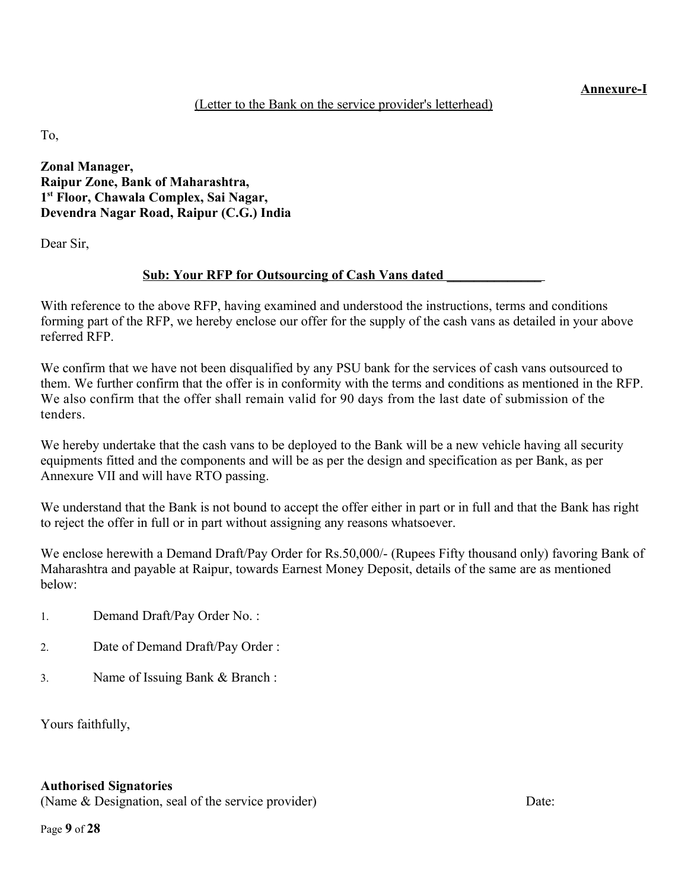**Annexure-I**

(Letter to the Bank on the service provider's letterhead)

To,

**Zonal Manager,**
**Raipur Zone, Bank of Maharashtra,**
**1st Floor, Chawala Complex, Sai Nagar,**
**Devendra Nagar Road, Raipur (C.G.) India**

Dear Sir,

**Sub: Your RFP for Outsourcing of Cash Vans dated ______________**

With reference to the above RFP, having examined and understood the instructions, terms and conditions forming part of the RFP, we hereby enclose our offer for the supply of the cash vans as detailed in your above referred RFP.

We confirm that we have not been disqualified by any PSU bank for the services of cash vans outsourced to them. We further confirm that the offer is in conformity with the terms and conditions as mentioned in the RFP. We also confirm that the offer shall remain valid for 90 days from the last date of submission of the tenders.

We hereby undertake that the cash vans to be deployed to the Bank will be a new vehicle having all security equipments fitted and the components and will be as per the design and specification as per Bank, as per Annexure VII and will have RTO passing.

We understand that the Bank is not bound to accept the offer either in part or in full and that the Bank has right to reject the offer in full or in part without assigning any reasons whatsoever.

We enclose herewith a Demand Draft/Pay Order for Rs.50,000/- (Rupees Fifty thousand only) favoring Bank of Maharashtra and payable at Raipur, towards Earnest Money Deposit, details of the same are as mentioned below:

1. Demand Draft/Pay Order No. :
2. Date of Demand Draft/Pay Order :
3. Name of Issuing Bank & Branch :

Yours faithfully,

**Authorised Signatories**
(Name & Designation, seal of the service provider) Date: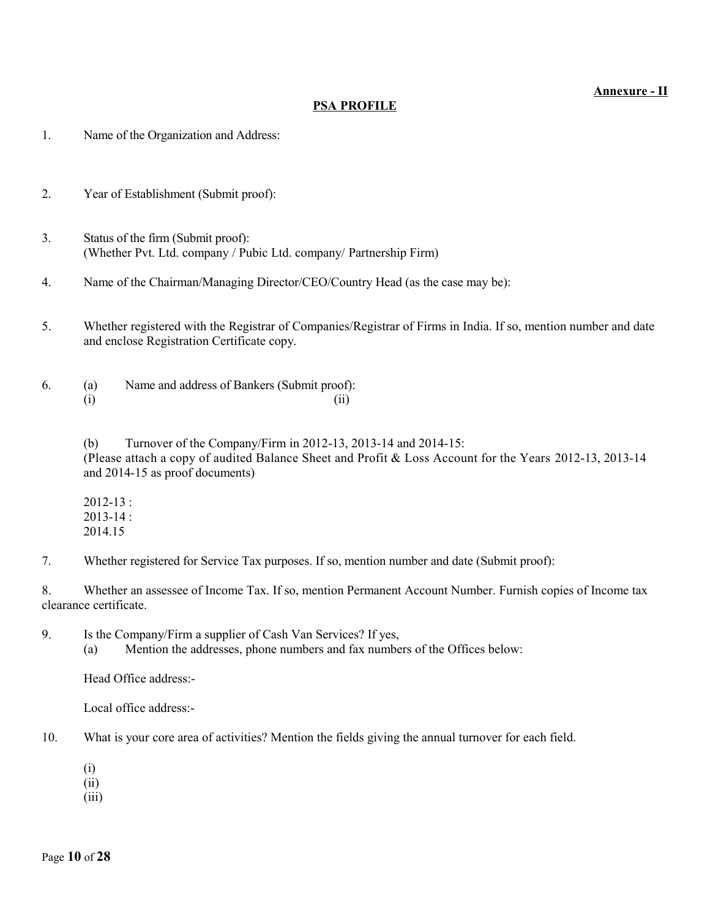**Annexure - II**

**PSA PROFILE**

1. Name of the Organization and Address:

2. Year of Establishment (Submit proof):

3. Status of the firm (Submit proof):
   (Whether Pvt. Ltd. company / Pubic Ltd. company/ Partnership Firm)

4. Name of the Chairman/Managing Director/CEO/Country Head (as the case may be):

5. Whether registered with the Registrar of Companies/Registrar of Firms in India. If so, mention number and date and enclose Registration Certificate copy.

6. (a) Name and address of Bankers (Submit proof):
   (i) (ii)

   (b) Turnover of the Company/Firm in 2012-13, 2013-14 and 2014-15:
   (Please attach a copy of audited Balance Sheet and Profit & Loss Account for the Years 2012-13, 2013-14 and 2014-15 as proof documents)

   2012-13 :
   2013-14 :
   2014.15

7. Whether registered for Service Tax purposes. If so, mention number and date (Submit proof):

8. Whether an assessee of Income Tax. If so, mention Permanent Account Number. Furnish copies of Income tax clearance certificate.

9. Is the Company/Firm a supplier of Cash Van Services? If yes,
   (a) Mention the addresses, phone numbers and fax numbers of the Offices below:

   Head Office address:-

   Local office address:-

10. What is your core area of activities? Mention the fields giving the annual turnover for each field.

    (i)
    (ii)
    (iii)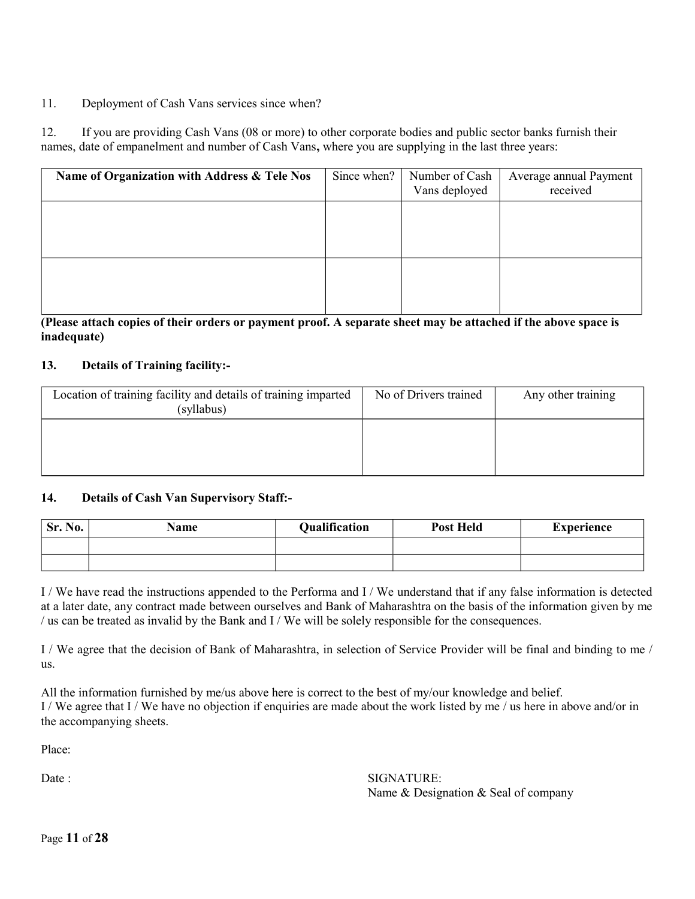11. Deployment of Cash Vans services since when?

12. If you are providing Cash Vans (08 or more) to other corporate bodies and public sector banks furnish their names, date of empanelment and number of Cash Vans**,** where you are supplying in the last three years:

| **Name of Organization with Address & Tele Nos** | Since when? | Number of Cash Vans deployed | Average annual Payment received |
|---|---|---|---|
| | | | |
| | | | |

**(Please attach copies of their orders or payment proof. A separate sheet may be attached if the above space is inadequate)**

**13. Details of Training facility:-**

| Location of training facility and details of training imparted (syllabus) | No of Drivers trained | Any other training |
|---|---|---|
| | | |

**14. Details of Cash Van Supervisory Staff:-**

| **Sr. No.** | **Name** | **Qualification** | **Post Held** | **Experience** |
|---|---|---|---|---|
| | | | | |
| | | | | |

I / We have read the instructions appended to the Performa and I / We understand that if any false information is detected at a later date, any contract made between ourselves and Bank of Maharashtra on the basis of the information given by me / us can be treated as invalid by the Bank and I / We will be solely responsible for the consequences.

I / We agree that the decision of Bank of Maharashtra, in selection of Service Provider will be final and binding to me / us.

All the information furnished by me/us above here is correct to the best of my/our knowledge and belief.
I / We agree that I / We have no objection if enquiries are made about the work listed by me / us here in above and/or in the accompanying sheets.

Place:

Date :

SIGNATURE:
Name & Designation & Seal of company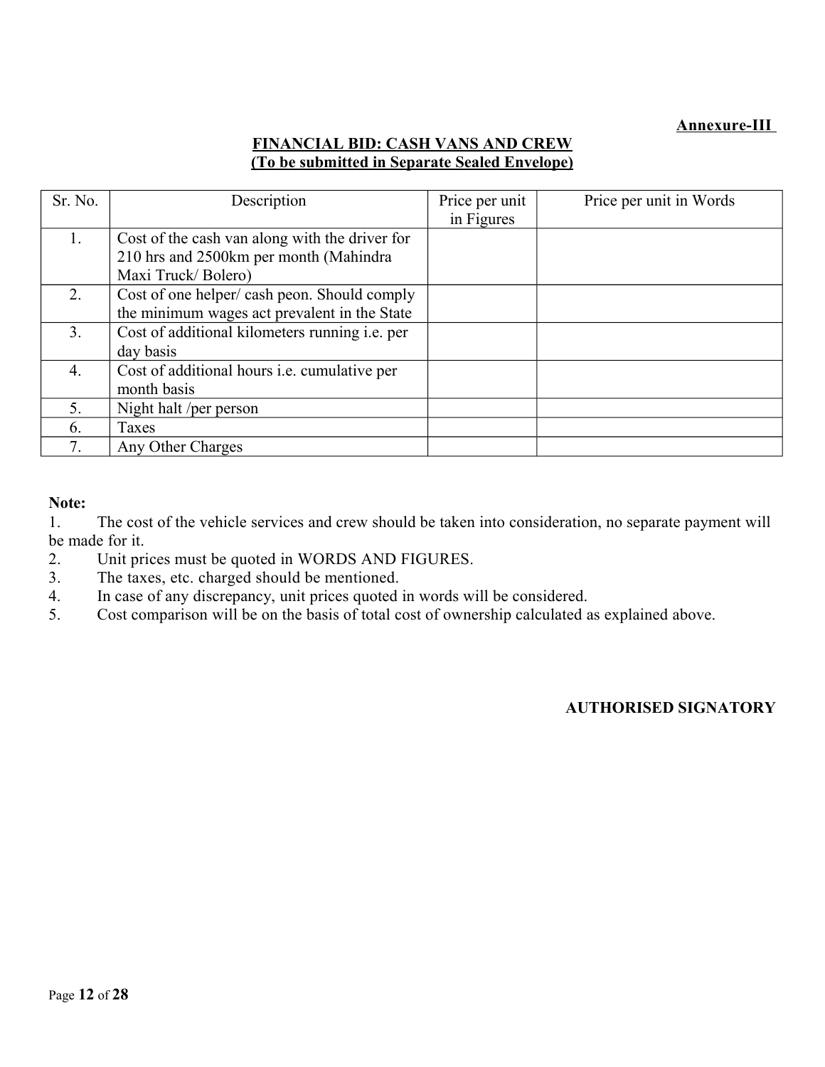**Annexure-III**

## FINANCIAL BID: CASH VANS AND CREW
### (To be submitted in Separate Sealed Envelope)

| Sr. No. | Description | Price per unit in Figures | Price per unit in Words |
|---|---|---|---|
| 1. | Cost of the cash van along with the driver for 210 hrs and 2500km per month (Mahindra Maxi Truck/ Bolero) | | |
| 2. | Cost of one helper/ cash peon. Should comply the minimum wages act prevalent in the State | | |
| 3. | Cost of additional kilometers running i.e. per day basis | | |
| 4. | Cost of additional hours i.e. cumulative per month basis | | |
| 5. | Night halt /per person | | |
| 6. | Taxes | | |
| 7. | Any Other Charges | | |

**Note:**

1. The cost of the vehicle services and crew should be taken into consideration, no separate payment will be made for it.
2. Unit prices must be quoted in WORDS AND FIGURES.
3. The taxes, etc. charged should be mentioned.
4. In case of any discrepancy, unit prices quoted in words will be considered.
5. Cost comparison will be on the basis of total cost of ownership calculated as explained above.

**AUTHORISED SIGNATORY**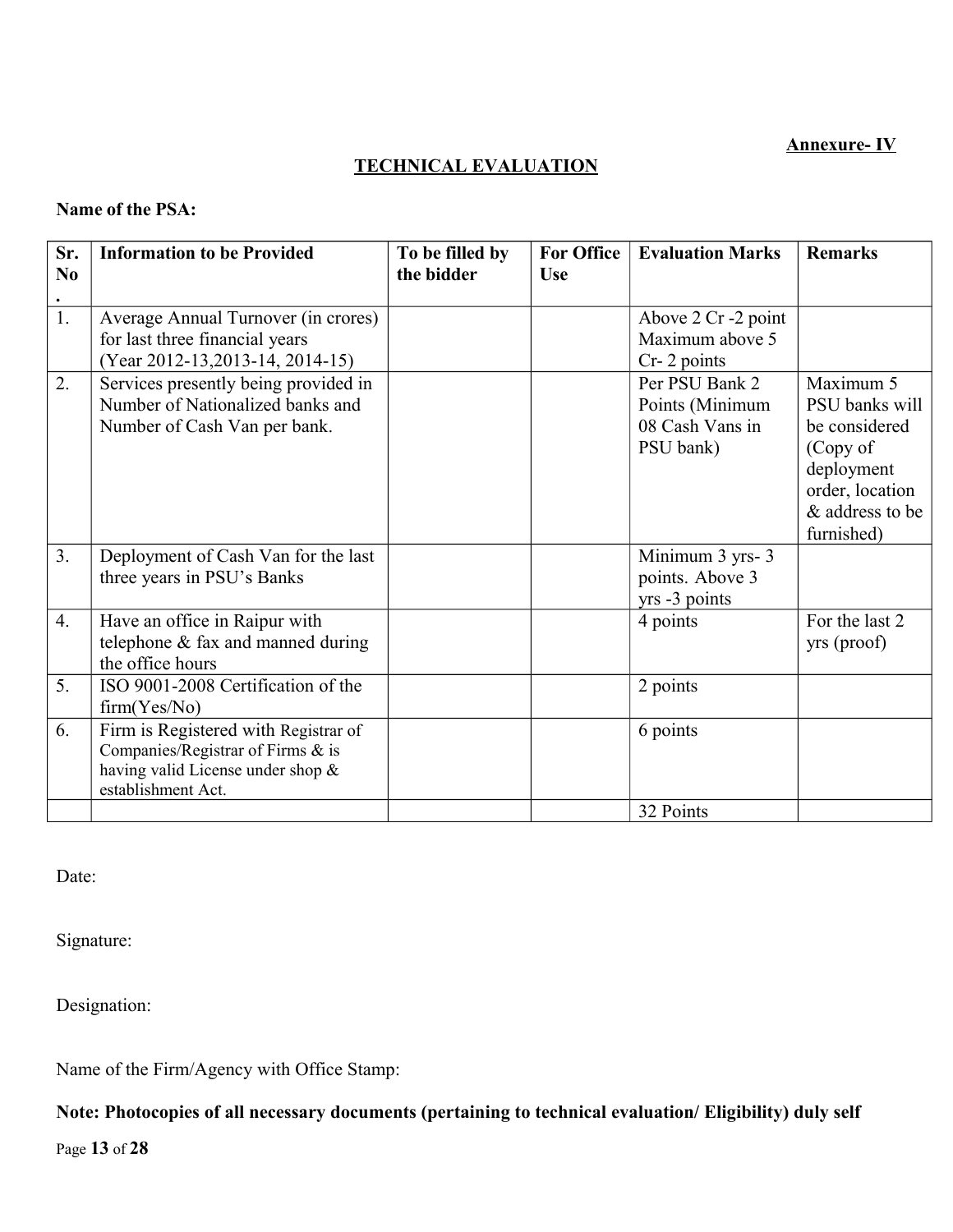**Annexure- IV**

## TECHNICAL EVALUATION

**Name of the PSA:**

| Sr. No. | Information to be Provided | To be filled by the bidder | For Office Use | Evaluation Marks | Remarks |
|---|---|---|---|---|---|
| 1. | Average Annual Turnover (in crores) for last three financial years (Year 2012-13,2013-14, 2014-15) | | | Above 2 Cr -2 point Maximum above 5 Cr- 2 points | |
| 2. | Services presently being provided in Number of Nationalized banks and Number of Cash Van per bank. | | | Per PSU Bank 2 Points (Minimum 08 Cash Vans in PSU bank) | Maximum 5 PSU banks will be considered (Copy of deployment order, location & address to be furnished) |
| 3. | Deployment of Cash Van for the last three years in PSU's Banks | | | Minimum 3 yrs- 3 points. Above 3 yrs -3 points | |
| 4. | Have an office in Raipur with telephone & fax and manned during the office hours | | | 4 points | For the last 2 yrs (proof) |
| 5. | ISO 9001-2008 Certification of the firm(Yes/No) | | | 2 points | |
| 6. | Firm is Registered with Registrar of Companies/Registrar of Firms & is having valid License under shop & establishment Act. | | | 6 points | |
| | | | | 32 Points | |

Date:

Signature:

Designation:

Name of the Firm/Agency with Office Stamp:

**Note: Photocopies of all necessary documents (pertaining to technical evaluation/ Eligibility) duly self**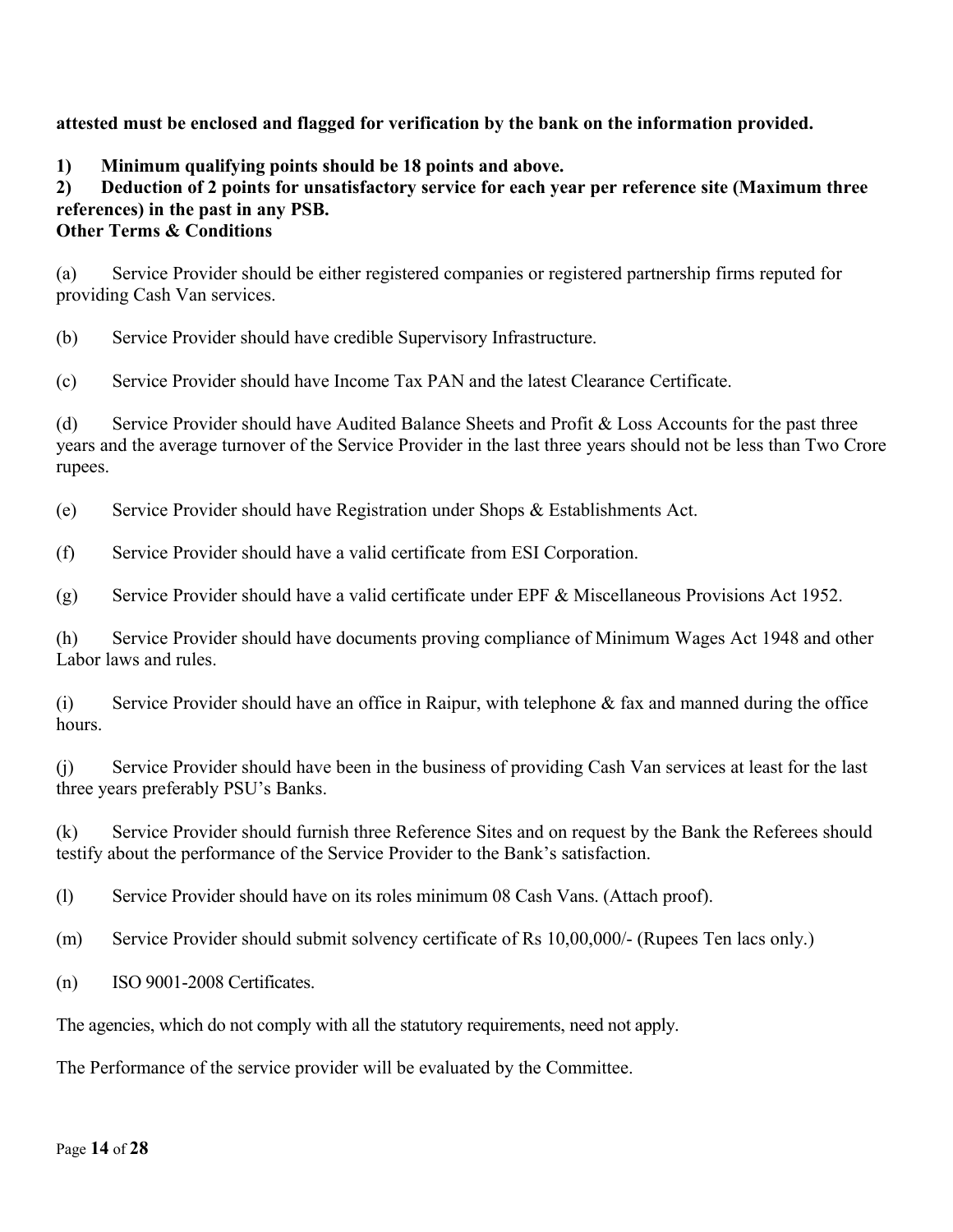**attested must be enclosed and flagged for verification by the bank on the information provided.**

**1) Minimum qualifying points should be 18 points and above.**

**2) Deduction of 2 points for unsatisfactory service for each year per reference site (Maximum three references) in the past in any PSB.**

**Other Terms & Conditions**

(a) Service Provider should be either registered companies or registered partnership firms reputed for providing Cash Van services.

(b) Service Provider should have credible Supervisory Infrastructure.

(c) Service Provider should have Income Tax PAN and the latest Clearance Certificate.

(d) Service Provider should have Audited Balance Sheets and Profit & Loss Accounts for the past three years and the average turnover of the Service Provider in the last three years should not be less than Two Crore rupees.

(e) Service Provider should have Registration under Shops & Establishments Act.

(f) Service Provider should have a valid certificate from ESI Corporation.

(g) Service Provider should have a valid certificate under EPF & Miscellaneous Provisions Act 1952.

(h) Service Provider should have documents proving compliance of Minimum Wages Act 1948 and other Labor laws and rules.

(i) Service Provider should have an office in Raipur, with telephone & fax and manned during the office hours.

(j) Service Provider should have been in the business of providing Cash Van services at least for the last three years preferably PSU's Banks.

(k) Service Provider should furnish three Reference Sites and on request by the Bank the Referees should testify about the performance of the Service Provider to the Bank's satisfaction.

(l) Service Provider should have on its roles minimum 08 Cash Vans. (Attach proof).

(m) Service Provider should submit solvency certificate of Rs 10,00,000/- (Rupees Ten lacs only.)

(n) ISO 9001-2008 Certificates.

The agencies, which do not comply with all the statutory requirements, need not apply.

The Performance of the service provider will be evaluated by the Committee.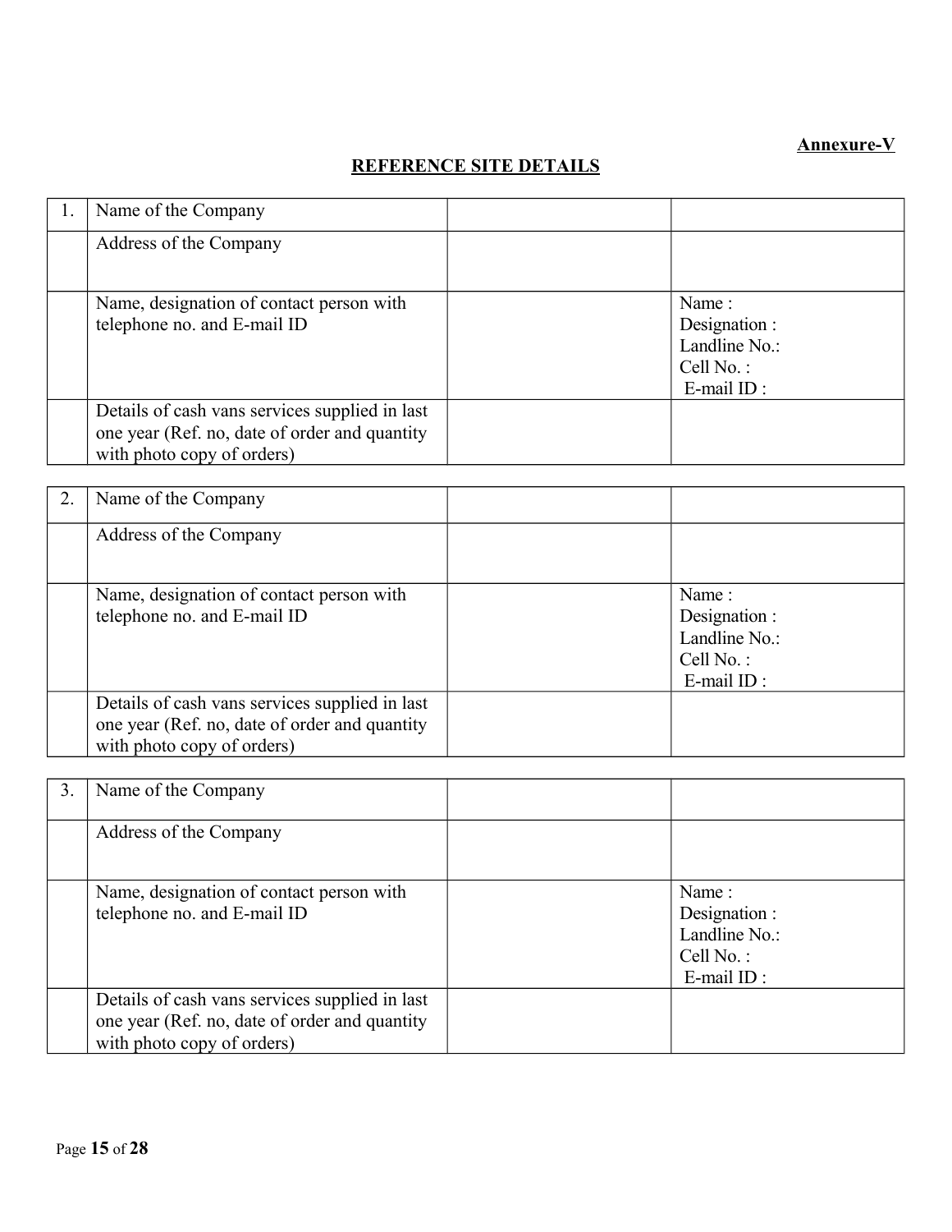**Annexure-V**

## REFERENCE SITE DETAILS

| 1. | Name of the Company | | |
|---|---|---|---|
| | Address of the Company | | |
| | Name, designation of contact person with telephone no. and E-mail ID | | Name :<br>Designation :<br>Landline No.:<br>Cell No. :<br>E-mail ID : |
| | Details of cash vans services supplied in last one year (Ref. no, date of order and quantity with photo copy of orders) | | |

| 2. | Name of the Company | | |
|---|---|---|---|
| | Address of the Company | | |
| | Name, designation of contact person with telephone no. and E-mail ID | | Name :<br>Designation :<br>Landline No.:<br>Cell No. :<br>E-mail ID : |
| | Details of cash vans services supplied in last one year (Ref. no, date of order and quantity with photo copy of orders) | | |

| 3. | Name of the Company | | |
|---|---|---|---|
| | Address of the Company | | |
| | Name, designation of contact person with telephone no. and E-mail ID | | Name :<br>Designation :<br>Landline No.:<br>Cell No. :<br>E-mail ID : |
| | Details of cash vans services supplied in last one year (Ref. no, date of order and quantity with photo copy of orders) | | |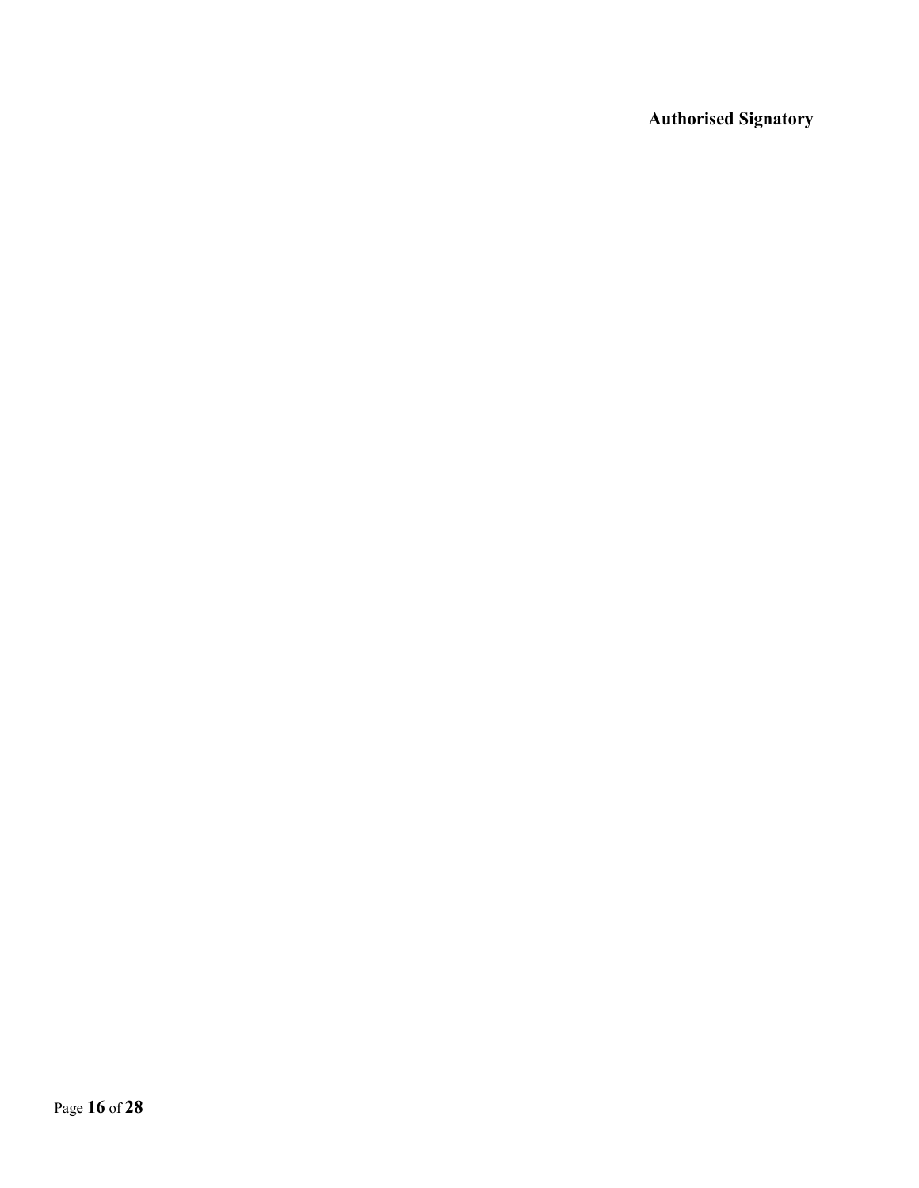**Authorised Signatory**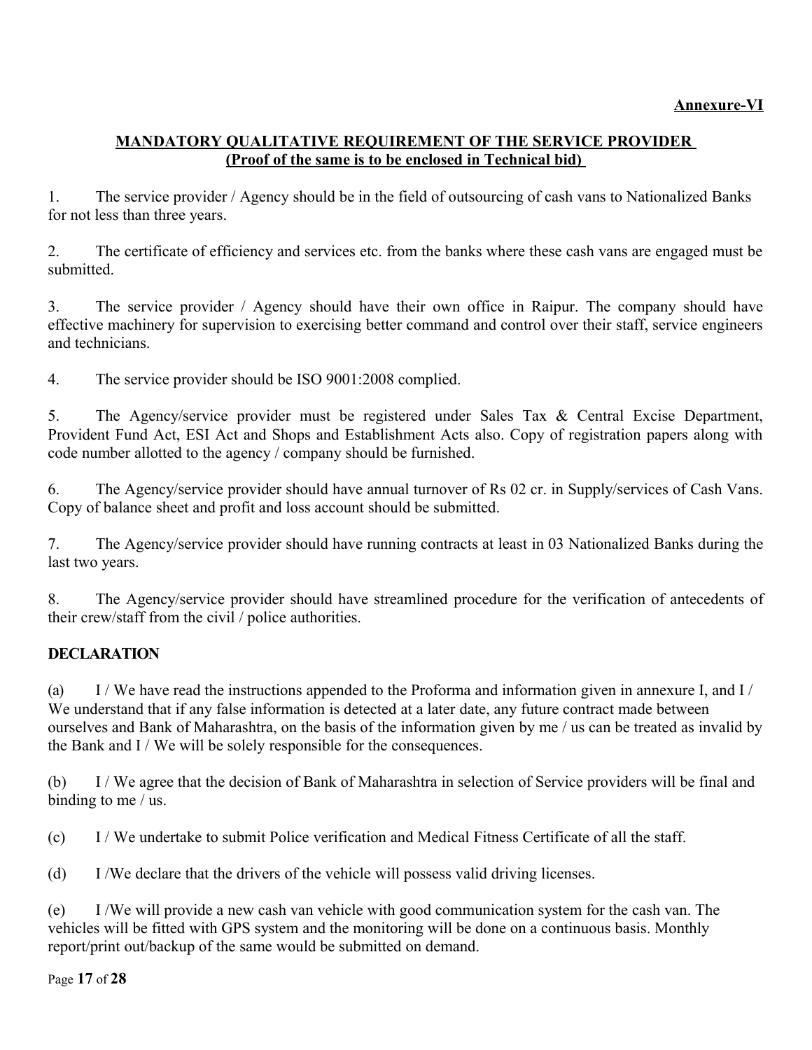**Annexure-VI**

## MANDATORY QUALITATIVE REQUIREMENT OF THE SERVICE PROVIDER
**(Proof of the same is to be enclosed in Technical bid)**

1. The service provider / Agency should be in the field of outsourcing of cash vans to Nationalized Banks for not less than three years.

2. The certificate of efficiency and services etc. from the banks where these cash vans are engaged must be submitted.

3. The service provider / Agency should have their own office in Raipur. The company should have effective machinery for supervision to exercising better command and control over their staff, service engineers and technicians.

4. The service provider should be ISO 9001:2008 complied.

5. The Agency/service provider must be registered under Sales Tax & Central Excise Department, Provident Fund Act, ESI Act and Shops and Establishment Acts also. Copy of registration papers along with code number allotted to the agency / company should be furnished.

6. The Agency/service provider should have annual turnover of Rs 02 cr. in Supply/services of Cash Vans. Copy of balance sheet and profit and loss account should be submitted.

7. The Agency/service provider should have running contracts at least in 03 Nationalized Banks during the last two years.

8. The Agency/service provider should have streamlined procedure for the verification of antecedents of their crew/staff from the civil / police authorities.

**DECLARATION**

(a) I / We have read the instructions appended to the Proforma and information given in annexure I, and I / We understand that if any false information is detected at a later date, any future contract made between ourselves and Bank of Maharashtra, on the basis of the information given by me / us can be treated as invalid by the Bank and I / We will be solely responsible for the consequences.

(b) I / We agree that the decision of Bank of Maharashtra in selection of Service providers will be final and binding to me / us.

(c) I / We undertake to submit Police verification and Medical Fitness Certificate of all the staff.

(d) I /We declare that the drivers of the vehicle will possess valid driving licenses.

(e) I /We will provide a new cash van vehicle with good communication system for the cash van. The vehicles will be fitted with GPS system and the monitoring will be done on a continuous basis. Monthly report/print out/backup of the same would be submitted on demand.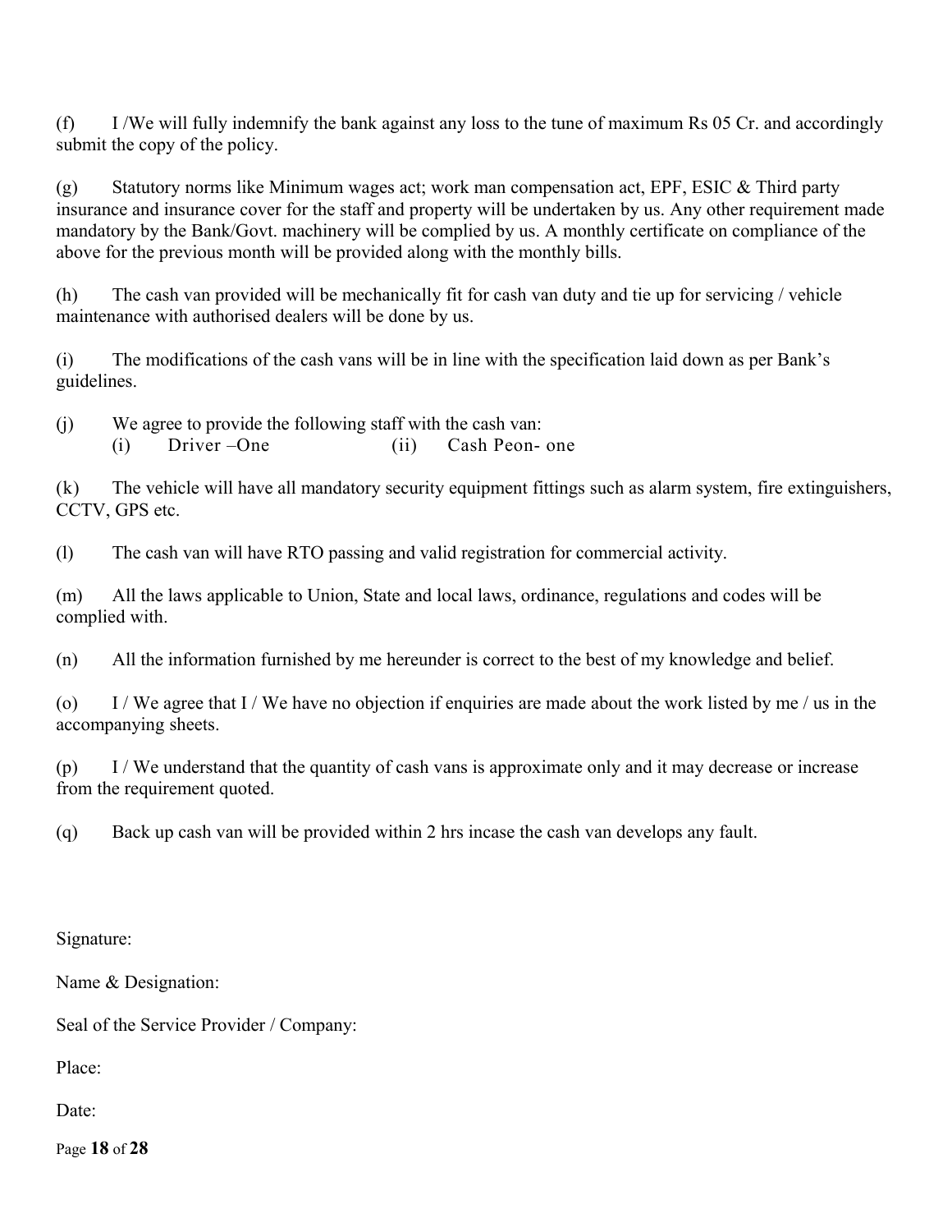(f) I /We will fully indemnify the bank against any loss to the tune of maximum Rs 05 Cr. and accordingly submit the copy of the policy.

(g) Statutory norms like Minimum wages act; work man compensation act, EPF, ESIC & Third party insurance and insurance cover for the staff and property will be undertaken by us. Any other requirement made mandatory by the Bank/Govt. machinery will be complied by us. A monthly certificate on compliance of the above for the previous month will be provided along with the monthly bills.

(h) The cash van provided will be mechanically fit for cash van duty and tie up for servicing / vehicle maintenance with authorised dealers will be done by us.

(i) The modifications of the cash vans will be in line with the specification laid down as per Bank's guidelines.

(j) We agree to provide the following staff with the cash van:
(i) Driver –One (ii) Cash Peon- one

(k) The vehicle will have all mandatory security equipment fittings such as alarm system, fire extinguishers, CCTV, GPS etc.

(l) The cash van will have RTO passing and valid registration for commercial activity.

(m) All the laws applicable to Union, State and local laws, ordinance, regulations and codes will be complied with.

(n) All the information furnished by me hereunder is correct to the best of my knowledge and belief.

(o) I / We agree that I / We have no objection if enquiries are made about the work listed by me / us in the accompanying sheets.

(p) I / We understand that the quantity of cash vans is approximate only and it may decrease or increase from the requirement quoted.

(q) Back up cash van will be provided within 2 hrs incase the cash van develops any fault.

Signature:

Name & Designation:

Seal of the Service Provider / Company:

Place:

Date: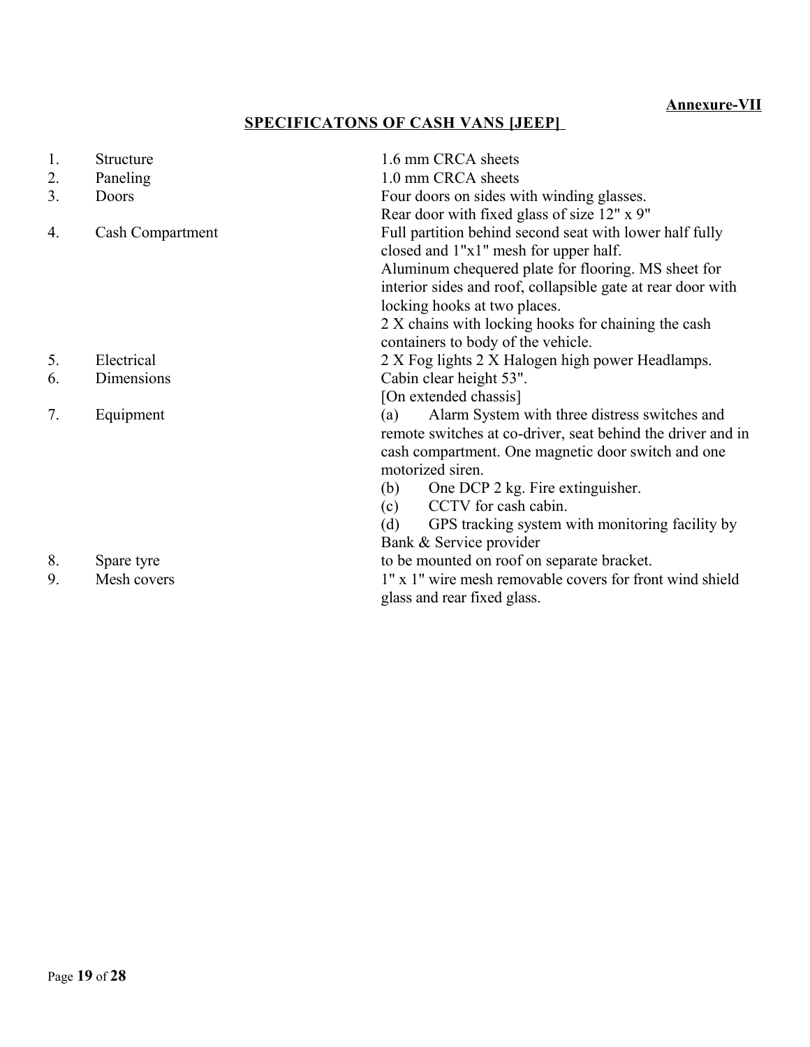**Annexure-VII**

## SPECIFICATONS OF CASH VANS [JEEP]

| | | |
|---|---|---|
| 1. | Structure | 1.6 mm CRCA sheets |
| 2. | Paneling | 1.0 mm CRCA sheets |
| 3. | Doors | Four doors on sides with winding glasses. Rear door with fixed glass of size 12" x 9" |
| 4. | Cash Compartment | Full partition behind second seat with lower half fully closed and 1"x1" mesh for upper half. Aluminum chequered plate for flooring. MS sheet for interior sides and roof, collapsible gate at rear door with locking hooks at two places. 2 X chains with locking hooks for chaining the cash containers to body of the vehicle. |
| 5. | Electrical | 2 X Fog lights 2 X Halogen high power Headlamps. |
| 6. | Dimensions | Cabin clear height 53". [On extended chassis] |
| 7. | Equipment | (a) Alarm System with three distress switches and remote switches at co-driver, seat behind the driver and in cash compartment. One magnetic door switch and one motorized siren. (b) One DCP 2 kg. Fire extinguisher. (c) CCTV for cash cabin. (d) GPS tracking system with monitoring facility by Bank & Service provider |
| 8. | Spare tyre | to be mounted on roof on separate bracket. |
| 9. | Mesh covers | 1" x 1" wire mesh removable covers for front wind shield glass and rear fixed glass. |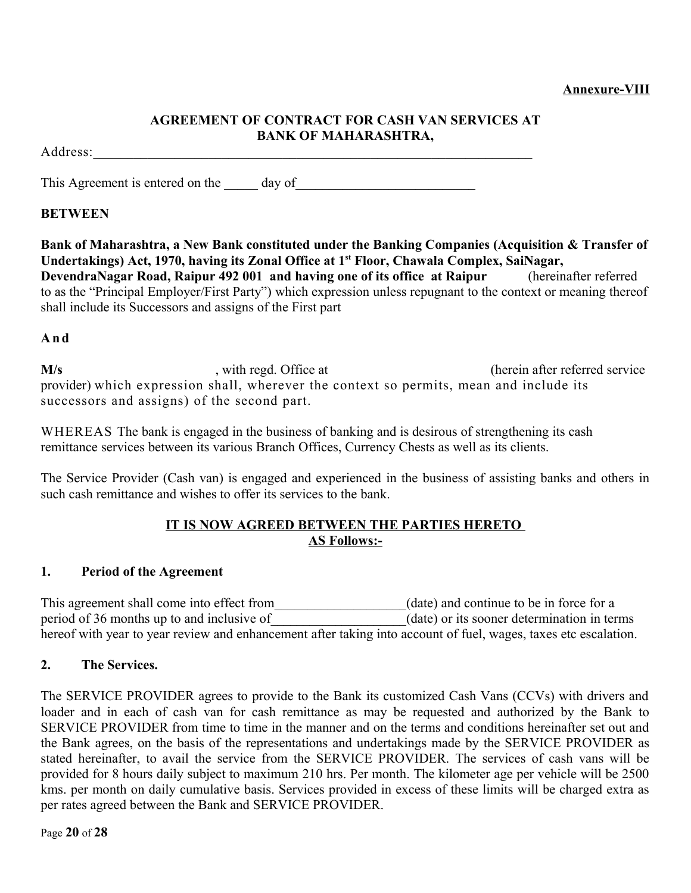**Annexure-VIII**

**AGREEMENT OF CONTRACT FOR CASH VAN SERVICES AT BANK OF MAHARASHTRA,**

Address:\_\_\_\_\_\_\_\_\_\_\_\_\_\_\_\_\_\_\_\_\_\_\_\_\_\_\_\_\_\_\_\_\_\_\_\_\_\_\_\_\_\_\_\_\_\_\_\_\_\_\_\_\_\_\_\_\_\_\_\_\_\_

This Agreement is entered on the \_\_\_\_\_ day of\_\_\_\_\_\_\_\_\_\_\_\_\_\_\_\_\_\_\_\_\_\_\_\_\_\_

**BETWEEN**

**Bank of Maharashtra, a New Bank constituted under the Banking Companies (Acquisition & Transfer of Undertakings) Act, 1970, having its Zonal Office at 1st Floor, Chawala Complex, SaiNagar, DevendraNagar Road, Raipur 492 001 and having one of its office at Raipur** (hereinafter referred to as the "Principal Employer/First Party") which expression unless repugnant to the context or meaning thereof shall include its Successors and assigns of the First part

**And**

**M/s** , with regd. Office at (herein after referred service provider) which expression shall, wherever the context so permits, mean and include its successors and assigns) of the second part.

WHEREAS The bank is engaged in the business of banking and is desirous of strengthening its cash remittance services between its various Branch Offices, Currency Chests as well as its clients.

The Service Provider (Cash van) is engaged and experienced in the business of assisting banks and others in such cash remittance and wishes to offer its services to the bank.

**IT IS NOW AGREED BETWEEN THE PARTIES HERETO AS Follows:-**

**1. Period of the Agreement**

This agreement shall come into effect from\_\_\_\_\_\_\_\_\_\_\_\_\_\_\_\_\_\_\_(date) and continue to be in force for a period of 36 months up to and inclusive of\_\_\_\_\_\_\_\_\_\_\_\_\_\_\_\_\_\_\_(date) or its sooner determination in terms hereof with year to year review and enhancement after taking into account of fuel, wages, taxes etc escalation.

**2. The Services.**

The SERVICE PROVIDER agrees to provide to the Bank its customized Cash Vans (CCVs) with drivers and loader and in each of cash van for cash remittance as may be requested and authorized by the Bank to SERVICE PROVIDER from time to time in the manner and on the terms and conditions hereinafter set out and the Bank agrees, on the basis of the representations and undertakings made by the SERVICE PROVIDER as stated hereinafter, to avail the service from the SERVICE PROVIDER. The services of cash vans will be provided for 8 hours daily subject to maximum 210 hrs. Per month. The kilometer age per vehicle will be 2500 kms. per month on daily cumulative basis. Services provided in excess of these limits will be charged extra as per rates agreed between the Bank and SERVICE PROVIDER.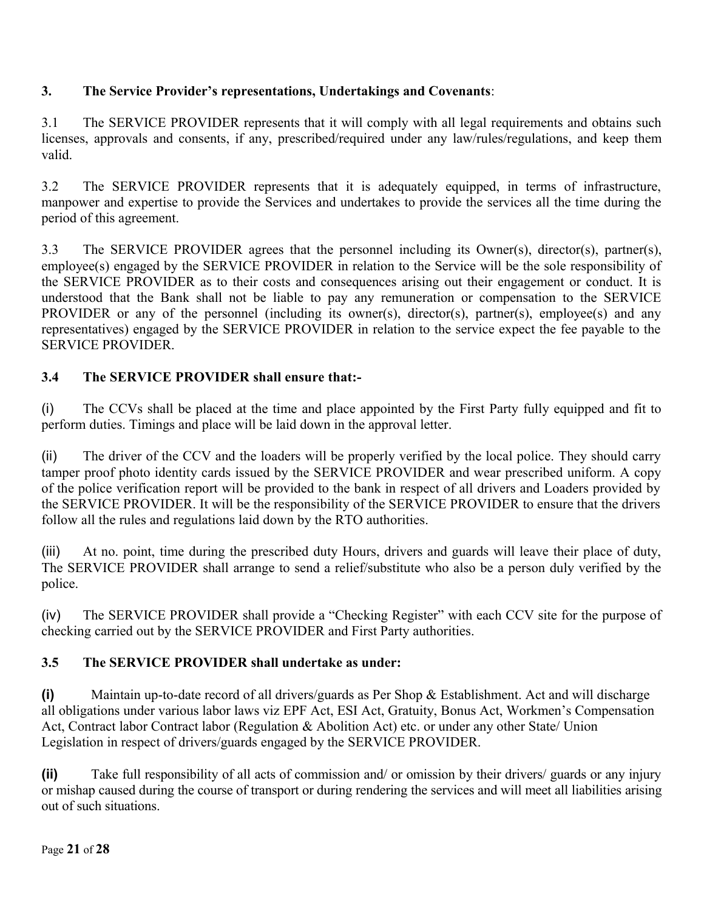**3. The Service Provider's representations, Undertakings and Covenants**:

3.1 The SERVICE PROVIDER represents that it will comply with all legal requirements and obtains such licenses, approvals and consents, if any, prescribed/required under any law/rules/regulations, and keep them valid.

3.2 The SERVICE PROVIDER represents that it is adequately equipped, in terms of infrastructure, manpower and expertise to provide the Services and undertakes to provide the services all the time during the period of this agreement.

3.3 The SERVICE PROVIDER agrees that the personnel including its Owner(s), director(s), partner(s), employee(s) engaged by the SERVICE PROVIDER in relation to the Service will be the sole responsibility of the SERVICE PROVIDER as to their costs and consequences arising out their engagement or conduct. It is understood that the Bank shall not be liable to pay any remuneration or compensation to the SERVICE PROVIDER or any of the personnel (including its owner(s), director(s), partner(s), employee(s) and any representatives) engaged by the SERVICE PROVIDER in relation to the service expect the fee payable to the SERVICE PROVIDER.

**3.4 The SERVICE PROVIDER shall ensure that:-**

(i) The CCVs shall be placed at the time and place appointed by the First Party fully equipped and fit to perform duties. Timings and place will be laid down in the approval letter.

(ii) The driver of the CCV and the loaders will be properly verified by the local police. They should carry tamper proof photo identity cards issued by the SERVICE PROVIDER and wear prescribed uniform. A copy of the police verification report will be provided to the bank in respect of all drivers and Loaders provided by the SERVICE PROVIDER. It will be the responsibility of the SERVICE PROVIDER to ensure that the drivers follow all the rules and regulations laid down by the RTO authorities.

(iii) At no. point, time during the prescribed duty Hours, drivers and guards will leave their place of duty, The SERVICE PROVIDER shall arrange to send a relief/substitute who also be a person duly verified by the police.

(iv) The SERVICE PROVIDER shall provide a "Checking Register" with each CCV site for the purpose of checking carried out by the SERVICE PROVIDER and First Party authorities.

**3.5 The SERVICE PROVIDER shall undertake as under:**

**(i)** Maintain up-to-date record of all drivers/guards as Per Shop & Establishment. Act and will discharge all obligations under various labor laws viz EPF Act, ESI Act, Gratuity, Bonus Act, Workmen's Compensation Act, Contract labor Contract labor (Regulation & Abolition Act) etc. or under any other State/ Union Legislation in respect of drivers/guards engaged by the SERVICE PROVIDER.

**(ii)** Take full responsibility of all acts of commission and/ or omission by their drivers/ guards or any injury or mishap caused during the course of transport or during rendering the services and will meet all liabilities arising out of such situations.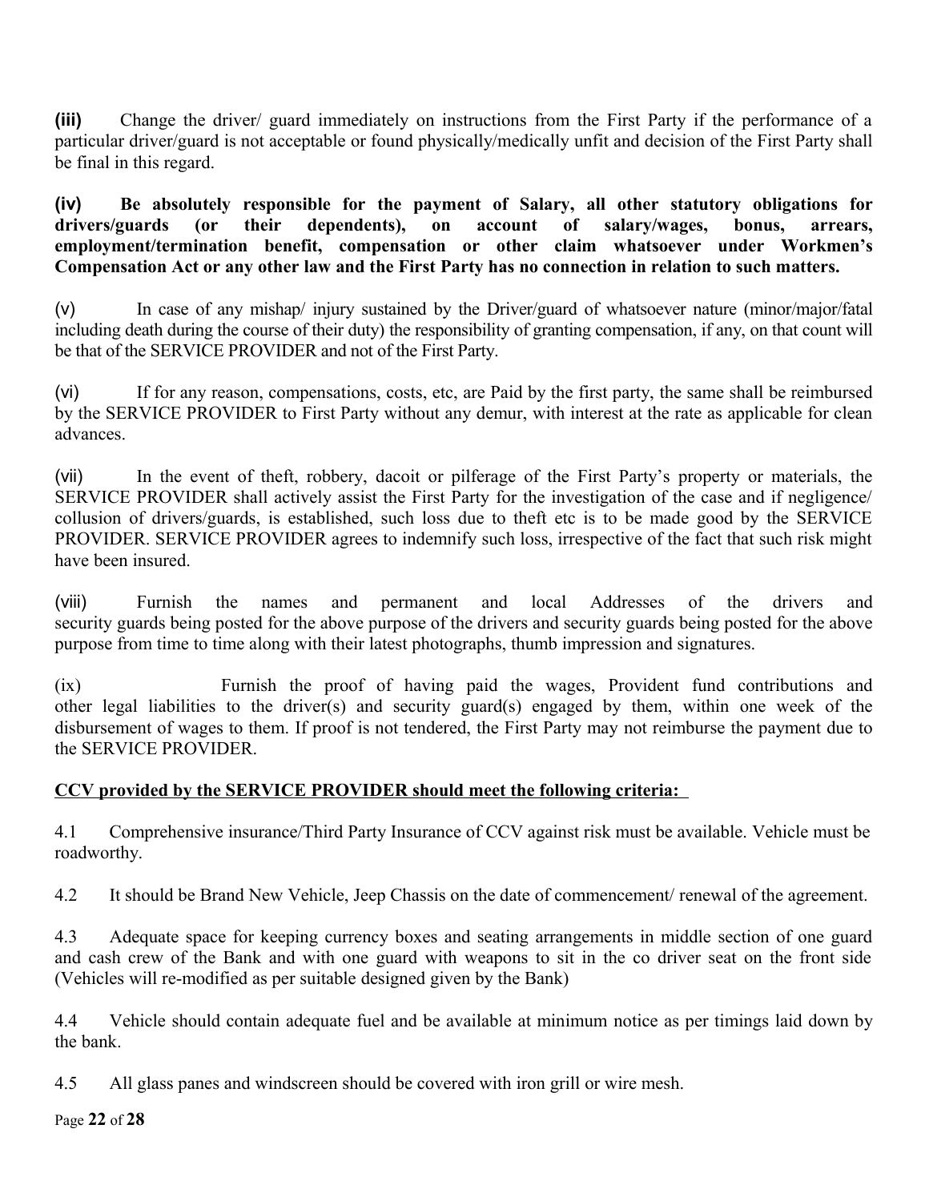**(iii)** Change the driver/ guard immediately on instructions from the First Party if the performance of a particular driver/guard is not acceptable or found physically/medically unfit and decision of the First Party shall be final in this regard.

**(iv) Be absolutely responsible for the payment of Salary, all other statutory obligations for drivers/guards (or their dependents), on account of salary/wages, bonus, arrears, employment/termination benefit, compensation or other claim whatsoever under Workmen's Compensation Act or any other law and the First Party has no connection in relation to such matters.**

(v) In case of any mishap/ injury sustained by the Driver/guard of whatsoever nature (minor/major/fatal including death during the course of their duty) the responsibility of granting compensation, if any, on that count will be that of the SERVICE PROVIDER and not of the First Party.

(vi) If for any reason, compensations, costs, etc, are Paid by the first party, the same shall be reimbursed by the SERVICE PROVIDER to First Party without any demur, with interest at the rate as applicable for clean advances.

(vii) In the event of theft, robbery, dacoit or pilferage of the First Party's property or materials, the SERVICE PROVIDER shall actively assist the First Party for the investigation of the case and if negligence/ collusion of drivers/guards, is established, such loss due to theft etc is to be made good by the SERVICE PROVIDER. SERVICE PROVIDER agrees to indemnify such loss, irrespective of the fact that such risk might have been insured.

(viii) Furnish the names and permanent and local Addresses of the drivers and security guards being posted for the above purpose of the drivers and security guards being posted for the above purpose from time to time along with their latest photographs, thumb impression and signatures.

(ix) Furnish the proof of having paid the wages, Provident fund contributions and other legal liabilities to the driver(s) and security guard(s) engaged by them, within one week of the disbursement of wages to them. If proof is not tendered, the First Party may not reimburse the payment due to the SERVICE PROVIDER.

**<u>CCV provided by the SERVICE PROVIDER should meet the following criteria:</u>**

4.1 Comprehensive insurance/Third Party Insurance of CCV against risk must be available. Vehicle must be roadworthy.

4.2 It should be Brand New Vehicle, Jeep Chassis on the date of commencement/ renewal of the agreement.

4.3 Adequate space for keeping currency boxes and seating arrangements in middle section of one guard and cash crew of the Bank and with one guard with weapons to sit in the co driver seat on the front side (Vehicles will re-modified as per suitable designed given by the Bank)

4.4 Vehicle should contain adequate fuel and be available at minimum notice as per timings laid down by the bank.

4.5 All glass panes and windscreen should be covered with iron grill or wire mesh.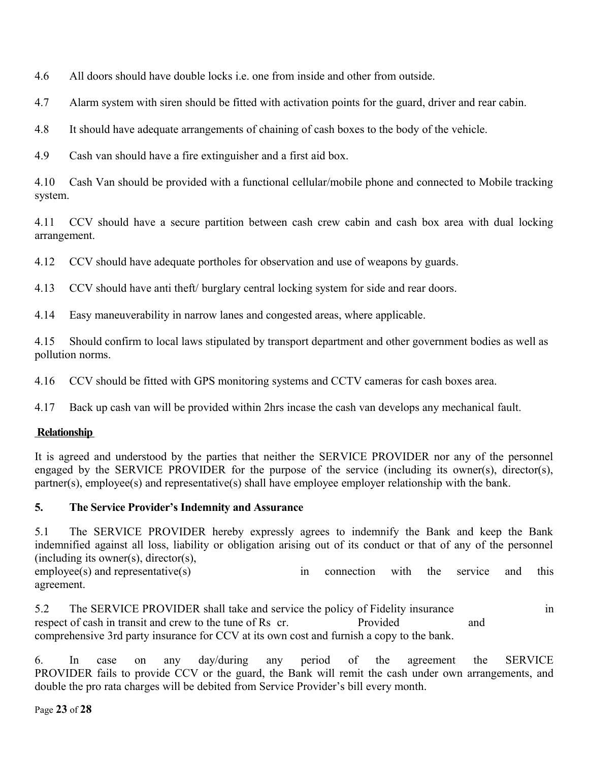4.6 All doors should have double locks i.e. one from inside and other from outside.

4.7 Alarm system with siren should be fitted with activation points for the guard, driver and rear cabin.

4.8 It should have adequate arrangements of chaining of cash boxes to the body of the vehicle.

4.9 Cash van should have a fire extinguisher and a first aid box.

4.10 Cash Van should be provided with a functional cellular/mobile phone and connected to Mobile tracking system.

4.11 CCV should have a secure partition between cash crew cabin and cash box area with dual locking arrangement.

4.12 CCV should have adequate portholes for observation and use of weapons by guards.

4.13 CCV should have anti theft/ burglary central locking system for side and rear doors.

4.14 Easy maneuverability in narrow lanes and congested areas, where applicable.

4.15 Should confirm to local laws stipulated by transport department and other government bodies as well as pollution norms.

4.16 CCV should be fitted with GPS monitoring systems and CCTV cameras for cash boxes area.

4.17 Back up cash van will be provided within 2hrs incase the cash van develops any mechanical fault.

**Relationship**

It is agreed and understood by the parties that neither the SERVICE PROVIDER nor any of the personnel engaged by the SERVICE PROVIDER for the purpose of the service (including its owner(s), director(s), partner(s), employee(s) and representative(s) shall have employee employer relationship with the bank.

**5. The Service Provider's Indemnity and Assurance**

5.1 The SERVICE PROVIDER hereby expressly agrees to indemnify the Bank and keep the Bank indemnified against all loss, liability or obligation arising out of its conduct or that of any of the personnel (including its owner(s), director(s), employee(s) and representative(s) in connection with the service and this agreement.

5.2 The SERVICE PROVIDER shall take and service the policy of Fidelity insurance in respect of cash in transit and crew to the tune of Rs cr. Provided and comprehensive 3rd party insurance for CCV at its own cost and furnish a copy to the bank.

6. In case on any day/during any period of the agreement the SERVICE PROVIDER fails to provide CCV or the guard, the Bank will remit the cash under own arrangements, and double the pro rata charges will be debited from Service Provider's bill every month.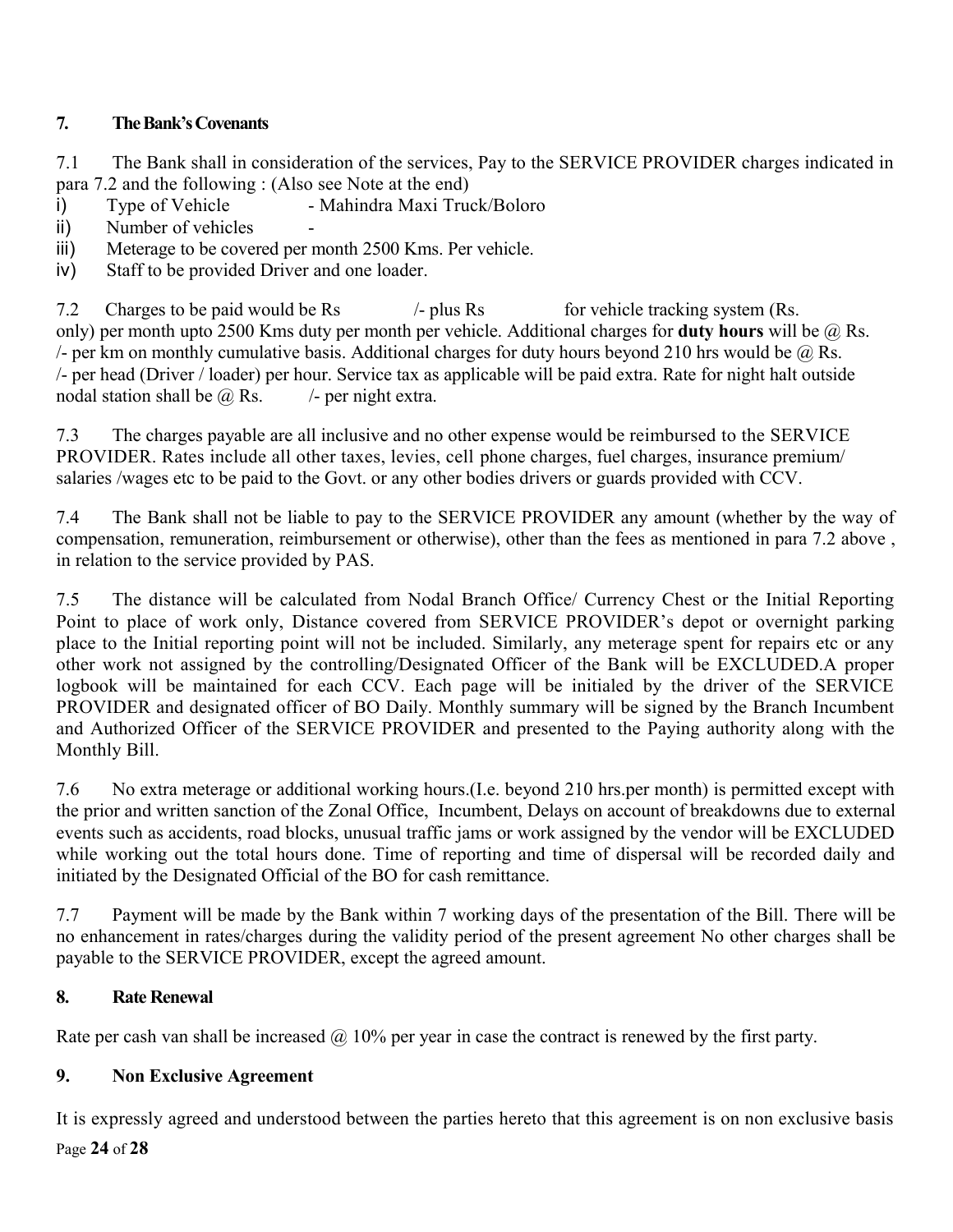## 7. The Bank's Covenants

7.1 The Bank shall in consideration of the services, Pay to the SERVICE PROVIDER charges indicated in para 7.2 and the following : (Also see Note at the end)

i) Type of Vehicle - Mahindra Maxi Truck/Boloro
ii) Number of vehicles -
iii) Meterage to be covered per month 2500 Kms. Per vehicle.
iv) Staff to be provided Driver and one loader.

7.2 Charges to be paid would be Rs /- plus Rs for vehicle tracking system (Rs. only) per month upto 2500 Kms duty per month per vehicle. Additional charges for **duty hours** will be @ Rs. /- per km on monthly cumulative basis. Additional charges for duty hours beyond 210 hrs would be @ Rs. /- per head (Driver / loader) per hour. Service tax as applicable will be paid extra. Rate for night halt outside nodal station shall be @ Rs. /- per night extra.

7.3 The charges payable are all inclusive and no other expense would be reimbursed to the SERVICE PROVIDER. Rates include all other taxes, levies, cell phone charges, fuel charges, insurance premium/ salaries /wages etc to be paid to the Govt. or any other bodies drivers or guards provided with CCV.

7.4 The Bank shall not be liable to pay to the SERVICE PROVIDER any amount (whether by the way of compensation, remuneration, reimbursement or otherwise), other than the fees as mentioned in para 7.2 above , in relation to the service provided by PAS.

7.5 The distance will be calculated from Nodal Branch Office/ Currency Chest or the Initial Reporting Point to place of work only, Distance covered from SERVICE PROVIDER's depot or overnight parking place to the Initial reporting point will not be included. Similarly, any meterage spent for repairs etc or any other work not assigned by the controlling/Designated Officer of the Bank will be EXCLUDED.A proper logbook will be maintained for each CCV. Each page will be initialed by the driver of the SERVICE PROVIDER and designated officer of BO Daily. Monthly summary will be signed by the Branch Incumbent and Authorized Officer of the SERVICE PROVIDER and presented to the Paying authority along with the Monthly Bill.

7.6 No extra meterage or additional working hours.(I.e. beyond 210 hrs.per month) is permitted except with the prior and written sanction of the Zonal Office, Incumbent, Delays on account of breakdowns due to external events such as accidents, road blocks, unusual traffic jams or work assigned by the vendor will be EXCLUDED while working out the total hours done. Time of reporting and time of dispersal will be recorded daily and initiated by the Designated Official of the BO for cash remittance.

7.7 Payment will be made by the Bank within 7 working days of the presentation of the Bill. There will be no enhancement in rates/charges during the validity period of the present agreement No other charges shall be payable to the SERVICE PROVIDER, except the agreed amount.

## 8. Rate Renewal

Rate per cash van shall be increased @ 10% per year in case the contract is renewed by the first party.

## 9. Non Exclusive Agreement

It is expressly agreed and understood between the parties hereto that this agreement is on non exclusive basis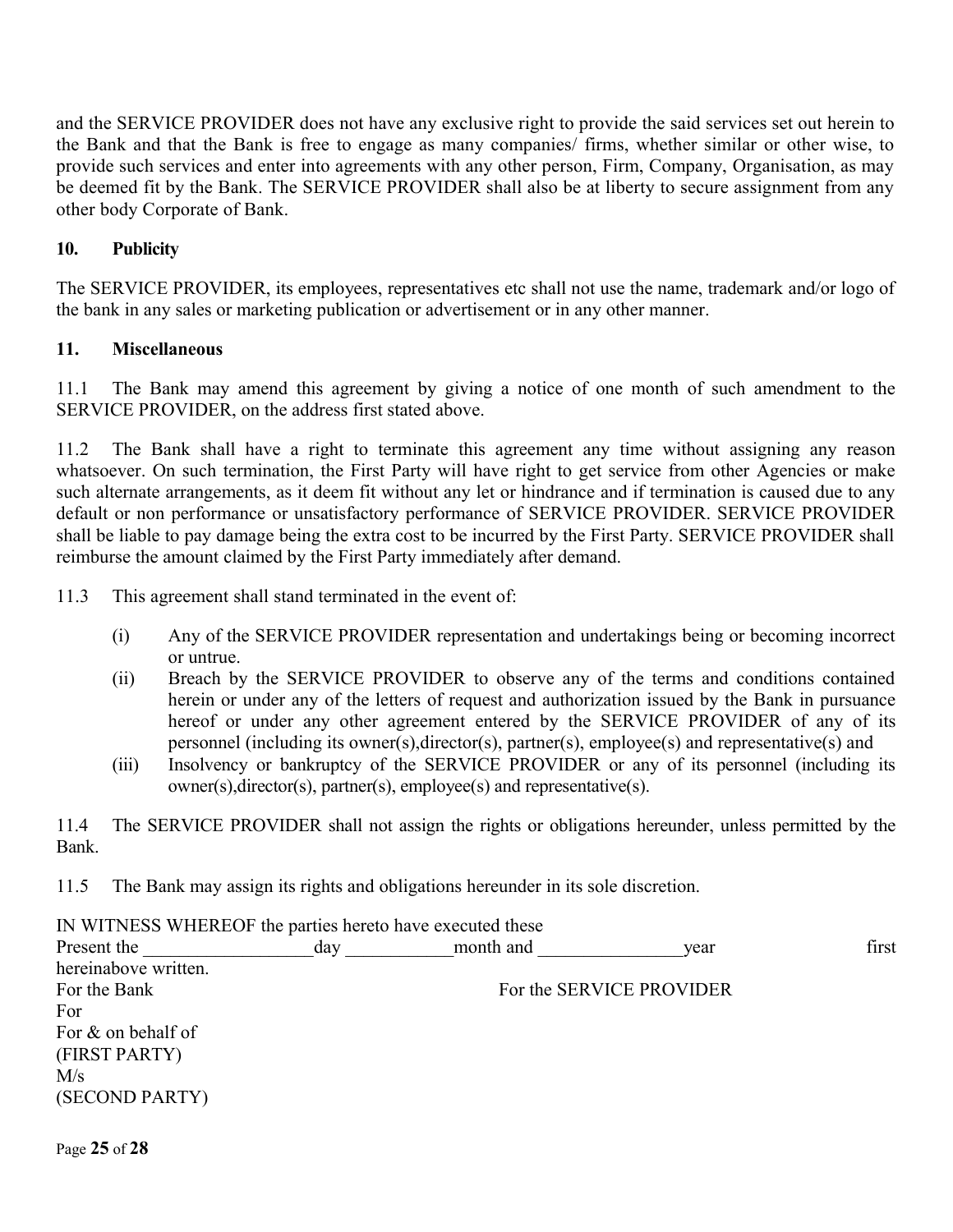and the SERVICE PROVIDER does not have any exclusive right to provide the said services set out herein to the Bank and that the Bank is free to engage as many companies/ firms, whether similar or other wise, to provide such services and enter into agreements with any other person, Firm, Company, Organisation, as may be deemed fit by the Bank. The SERVICE PROVIDER shall also be at liberty to secure assignment from any other body Corporate of Bank.

## 10. Publicity

The SERVICE PROVIDER, its employees, representatives etc shall not use the name, trademark and/or logo of the bank in any sales or marketing publication or advertisement or in any other manner.

## 11. Miscellaneous

11.1 The Bank may amend this agreement by giving a notice of one month of such amendment to the SERVICE PROVIDER, on the address first stated above.

11.2 The Bank shall have a right to terminate this agreement any time without assigning any reason whatsoever. On such termination, the First Party will have right to get service from other Agencies or make such alternate arrangements, as it deem fit without any let or hindrance and if termination is caused due to any default or non performance or unsatisfactory performance of SERVICE PROVIDER. SERVICE PROVIDER shall be liable to pay damage being the extra cost to be incurred by the First Party. SERVICE PROVIDER shall reimburse the amount claimed by the First Party immediately after demand.

11.3 This agreement shall stand terminated in the event of:

(i) Any of the SERVICE PROVIDER representation and undertakings being or becoming incorrect or untrue.

(ii) Breach by the SERVICE PROVIDER to observe any of the terms and conditions contained herein or under any of the letters of request and authorization issued by the Bank in pursuance hereof or under any other agreement entered by the SERVICE PROVIDER of any of its personnel (including its owner(s),director(s), partner(s), employee(s) and representative(s) and

(iii) Insolvency or bankruptcy of the SERVICE PROVIDER or any of its personnel (including its owner(s),director(s), partner(s), employee(s) and representative(s).

11.4 The SERVICE PROVIDER shall not assign the rights or obligations hereunder, unless permitted by the Bank.

11.5 The Bank may assign its rights and obligations hereunder in its sole discretion.

IN WITNESS WHEREOF the parties hereto have executed these Present the __________________day ___________month and _______________year first hereinabove written.

For the Bank For the SERVICE PROVIDER

For

For & on behalf of

(FIRST PARTY)

M/s

(SECOND PARTY)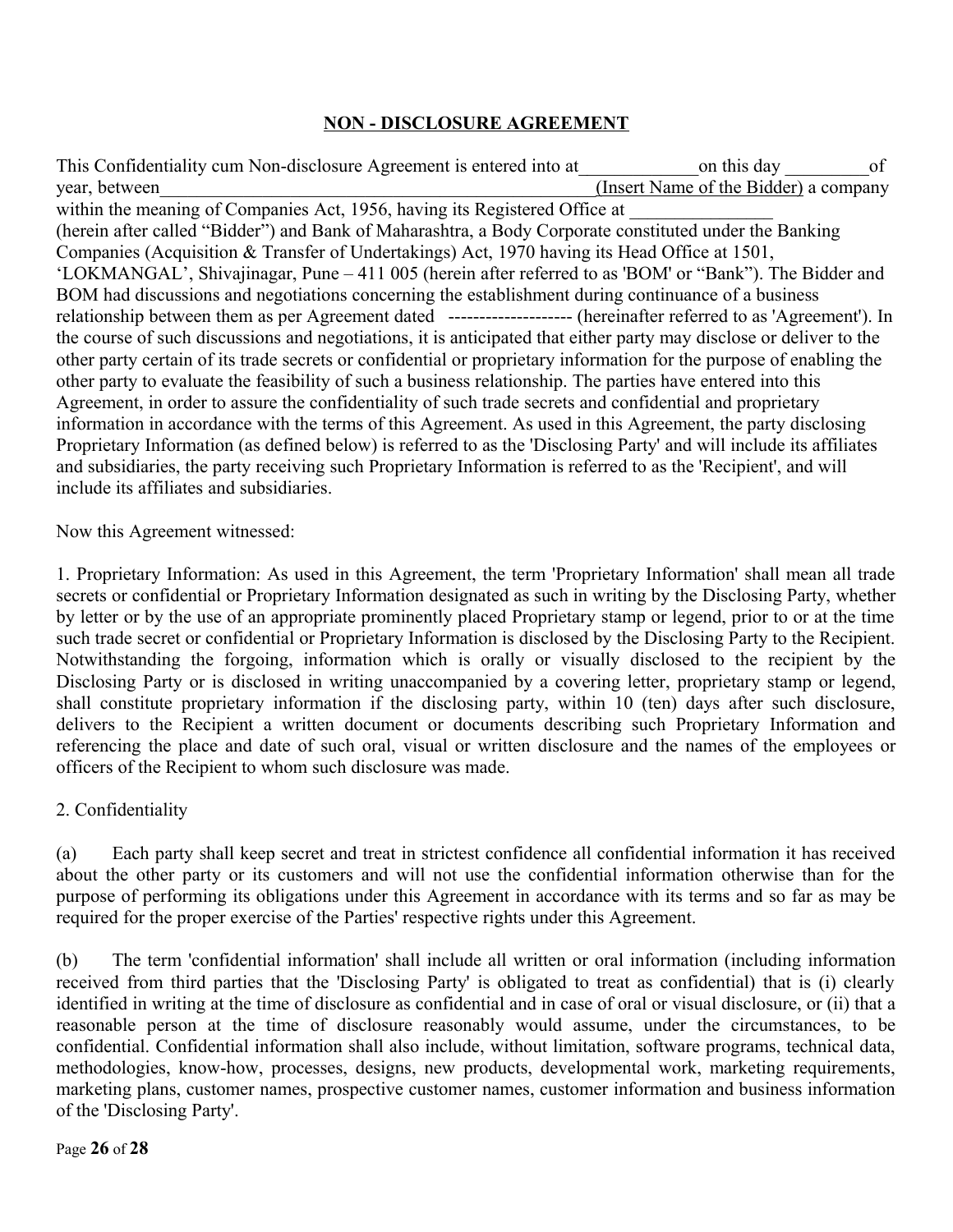## NON - DISCLOSURE AGREEMENT

This Confidentiality cum Non-disclosure Agreement is entered into at_____________on this day _________of year, between_______________________________________________(Insert Name of the Bidder) a company within the meaning of Companies Act, 1956, having its Registered Office at _______________ (herein after called "Bidder") and Bank of Maharashtra, a Body Corporate constituted under the Banking Companies (Acquisition & Transfer of Undertakings) Act, 1970 having its Head Office at 1501, 'LOKMANGAL', Shivajinagar, Pune – 411 005 (herein after referred to as 'BOM' or "Bank"). The Bidder and BOM had discussions and negotiations concerning the establishment during continuance of a business relationship between them as per Agreement dated -------------------- (hereinafter referred to as 'Agreement'). In the course of such discussions and negotiations, it is anticipated that either party may disclose or deliver to the other party certain of its trade secrets or confidential or proprietary information for the purpose of enabling the other party to evaluate the feasibility of such a business relationship. The parties have entered into this Agreement, in order to assure the confidentiality of such trade secrets and confidential and proprietary information in accordance with the terms of this Agreement. As used in this Agreement, the party disclosing Proprietary Information (as defined below) is referred to as the 'Disclosing Party' and will include its affiliates and subsidiaries, the party receiving such Proprietary Information is referred to as the 'Recipient', and will include its affiliates and subsidiaries.

Now this Agreement witnessed:

1. Proprietary Information: As used in this Agreement, the term 'Proprietary Information' shall mean all trade secrets or confidential or Proprietary Information designated as such in writing by the Disclosing Party, whether by letter or by the use of an appropriate prominently placed Proprietary stamp or legend, prior to or at the time such trade secret or confidential or Proprietary Information is disclosed by the Disclosing Party to the Recipient. Notwithstanding the forgoing, information which is orally or visually disclosed to the recipient by the Disclosing Party or is disclosed in writing unaccompanied by a covering letter, proprietary stamp or legend, shall constitute proprietary information if the disclosing party, within 10 (ten) days after such disclosure, delivers to the Recipient a written document or documents describing such Proprietary Information and referencing the place and date of such oral, visual or written disclosure and the names of the employees or officers of the Recipient to whom such disclosure was made.

2. Confidentiality

(a) Each party shall keep secret and treat in strictest confidence all confidential information it has received about the other party or its customers and will not use the confidential information otherwise than for the purpose of performing its obligations under this Agreement in accordance with its terms and so far as may be required for the proper exercise of the Parties' respective rights under this Agreement.

(b) The term 'confidential information' shall include all written or oral information (including information received from third parties that the 'Disclosing Party' is obligated to treat as confidential) that is (i) clearly identified in writing at the time of disclosure as confidential and in case of oral or visual disclosure, or (ii) that a reasonable person at the time of disclosure reasonably would assume, under the circumstances, to be confidential. Confidential information shall also include, without limitation, software programs, technical data, methodologies, know-how, processes, designs, new products, developmental work, marketing requirements, marketing plans, customer names, prospective customer names, customer information and business information of the 'Disclosing Party'.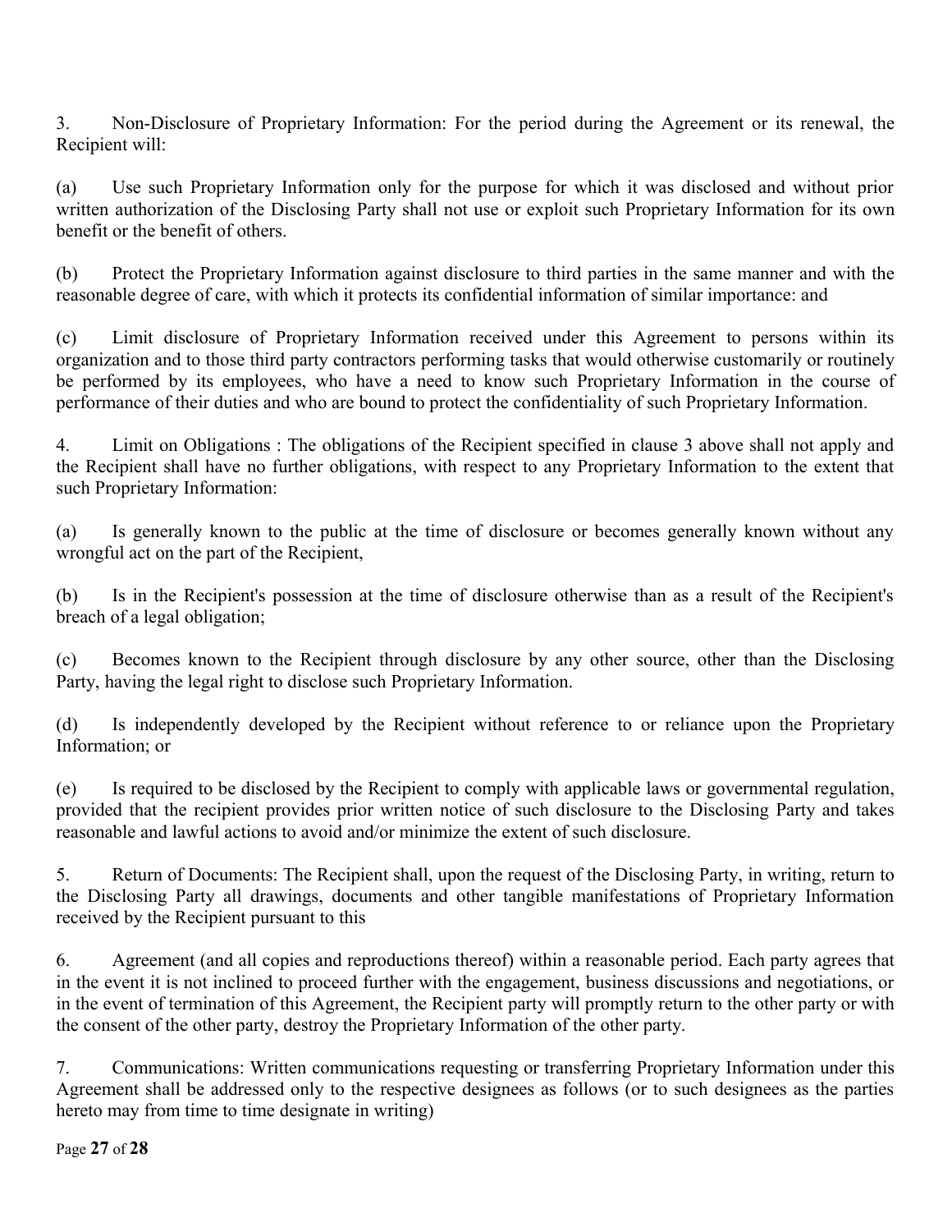3. Non-Disclosure of Proprietary Information: For the period during the Agreement or its renewal, the Recipient will:

(a) Use such Proprietary Information only for the purpose for which it was disclosed and without prior written authorization of the Disclosing Party shall not use or exploit such Proprietary Information for its own benefit or the benefit of others.

(b) Protect the Proprietary Information against disclosure to third parties in the same manner and with the reasonable degree of care, with which it protects its confidential information of similar importance: and

(c) Limit disclosure of Proprietary Information received under this Agreement to persons within its organization and to those third party contractors performing tasks that would otherwise customarily or routinely be performed by its employees, who have a need to know such Proprietary Information in the course of performance of their duties and who are bound to protect the confidentiality of such Proprietary Information.

4. Limit on Obligations : The obligations of the Recipient specified in clause 3 above shall not apply and the Recipient shall have no further obligations, with respect to any Proprietary Information to the extent that such Proprietary Information:

(a) Is generally known to the public at the time of disclosure or becomes generally known without any wrongful act on the part of the Recipient,

(b) Is in the Recipient's possession at the time of disclosure otherwise than as a result of the Recipient's breach of a legal obligation;

(c) Becomes known to the Recipient through disclosure by any other source, other than the Disclosing Party, having the legal right to disclose such Proprietary Information.

(d) Is independently developed by the Recipient without reference to or reliance upon the Proprietary Information; or

(e) Is required to be disclosed by the Recipient to comply with applicable laws or governmental regulation, provided that the recipient provides prior written notice of such disclosure to the Disclosing Party and takes reasonable and lawful actions to avoid and/or minimize the extent of such disclosure.

5. Return of Documents: The Recipient shall, upon the request of the Disclosing Party, in writing, return to the Disclosing Party all drawings, documents and other tangible manifestations of Proprietary Information received by the Recipient pursuant to this

6. Agreement (and all copies and reproductions thereof) within a reasonable period. Each party agrees that in the event it is not inclined to proceed further with the engagement, business discussions and negotiations, or in the event of termination of this Agreement, the Recipient party will promptly return to the other party or with the consent of the other party, destroy the Proprietary Information of the other party.

7. Communications: Written communications requesting or transferring Proprietary Information under this Agreement shall be addressed only to the respective designees as follows (or to such designees as the parties hereto may from time to time designate in writing)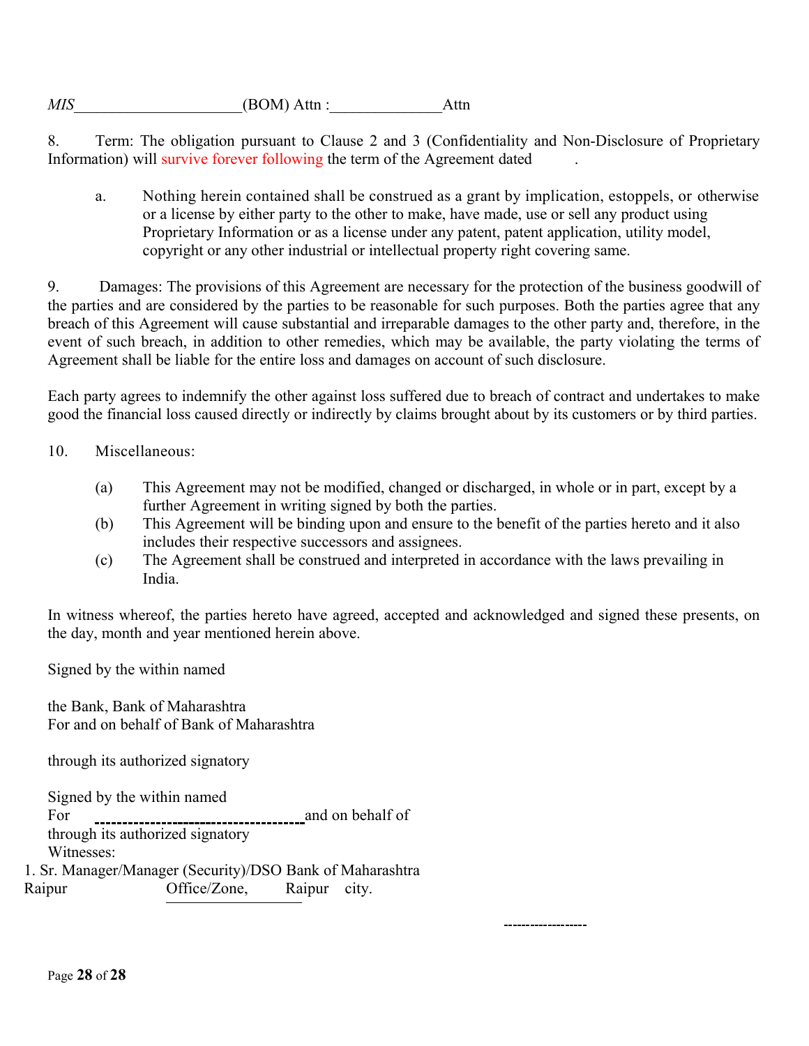*MIS*_____________________(BOM) Attn :______________Attn

8. Term: The obligation pursuant to Clause 2 and 3 (Confidentiality and Non-Disclosure of Proprietary Information) will survive forever following the term of the Agreement dated .

a. Nothing herein contained shall be construed as a grant by implication, estoppels, or otherwise or a license by either party to the other to make, have made, use or sell any product using Proprietary Information or as a license under any patent, patent application, utility model, copyright or any other industrial or intellectual property right covering same.

9. Damages: The provisions of this Agreement are necessary for the protection of the business goodwill of the parties and are considered by the parties to be reasonable for such purposes. Both the parties agree that any breach of this Agreement will cause substantial and irreparable damages to the other party and, therefore, in the event of such breach, in addition to other remedies, which may be available, the party violating the terms of Agreement shall be liable for the entire loss and damages on account of such disclosure.

Each party agrees to indemnify the other against loss suffered due to breach of contract and undertakes to make good the financial loss caused directly or indirectly by claims brought about by its customers or by third parties.

10. Miscellaneous:

(a) This Agreement may not be modified, changed or discharged, in whole or in part, except by a further Agreement in writing signed by both the parties.
(b) This Agreement will be binding upon and ensure to the benefit of the parties hereto and it also includes their respective successors and assignees.
(c) The Agreement shall be construed and interpreted in accordance with the laws prevailing in India.

In witness whereof, the parties hereto have agreed, accepted and acknowledged and signed these presents, on the day, month and year mentioned herein above.

Signed by the within named

the Bank, Bank of Maharashtra
For and on behalf of Bank of Maharashtra

through its authorized signatory

Signed by the within named
For ------------------------------------ and on behalf of
through its authorized signatory
Witnesses:
1. Sr. Manager/Manager (Security)/DSO Bank of Maharashtra
Raipur Office/Zone, Raipur city.

-------------------